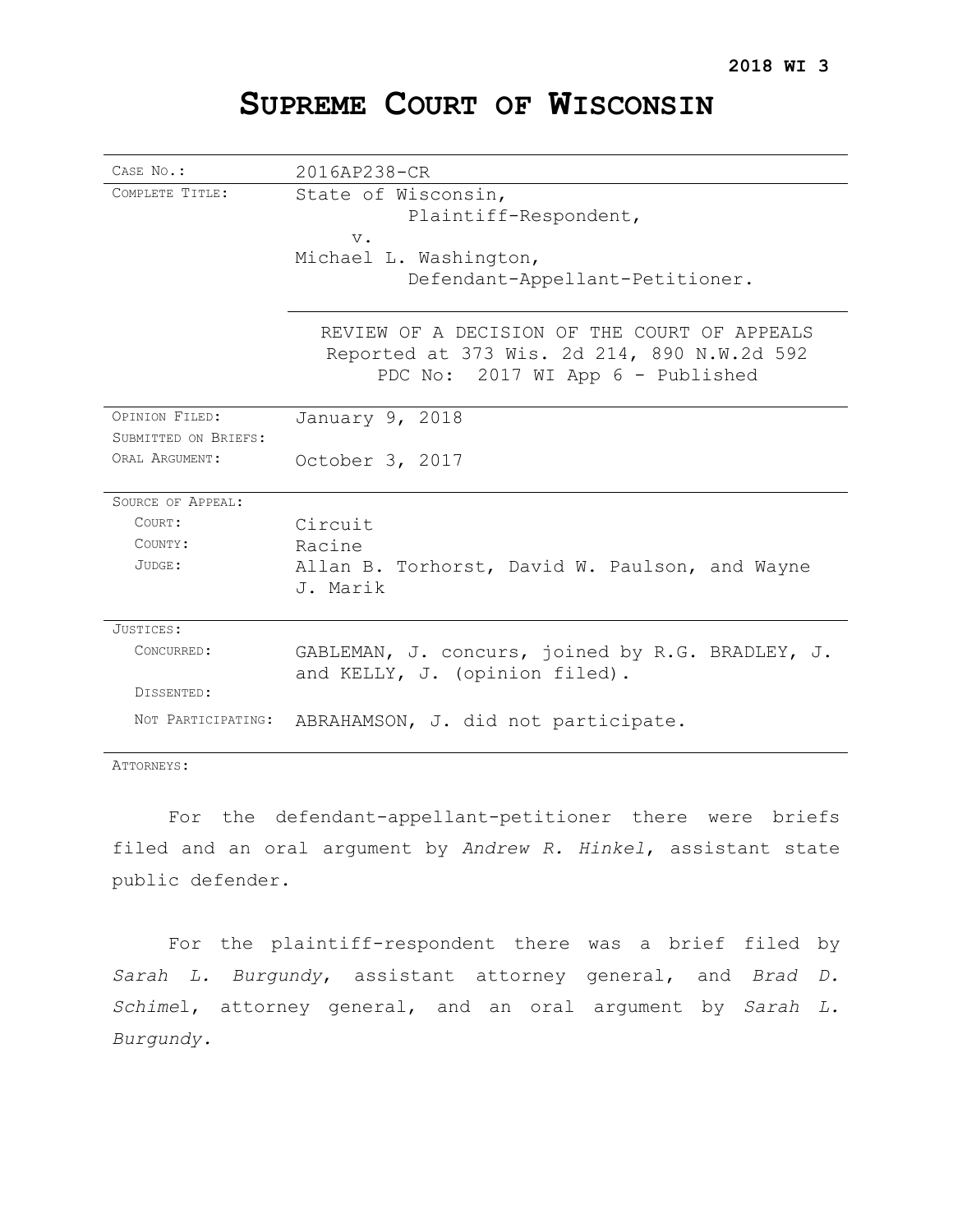**2018 WI 3**

# SUPREME COURT OF WISCONSIN

| | |
|---|---|
| CASE NO.: | 2016AP238-CR |
| COMPLETE TITLE: | State of Wisconsin,<br>Plaintiff-Respondent,<br>v.<br>Michael L. Washington,<br>Defendant-Appellant-Petitioner. |
| | REVIEW OF A DECISION OF THE COURT OF APPEALS<br>Reported at 373 Wis. 2d 214, 890 N.W.2d 592<br>PDC No: 2017 WI App 6 - Published |
| OPINION FILED: | January 9, 2018 |
| SUBMITTED ON BRIEFS: | |
| ORAL ARGUMENT: | October 3, 2017 |
| SOURCE OF APPEAL: | |
| COURT: | Circuit |
| COUNTY: | Racine |
| JUDGE: | Allan B. Torhorst, David W. Paulson, and Wayne J. Marik |
| JUSTICES: | |
| CONCURRED: | GABLEMAN, J. concurs, joined by R.G. BRADLEY, J. and KELLY, J. (opinion filed). |
| DISSENTED: | |
| NOT PARTICIPATING: | ABRAHAMSON, J. did not participate. |

ATTORNEYS:

For the defendant-appellant-petitioner there were briefs filed and an oral argument by *Andrew R. Hinkel*, assistant state public defender.

For the plaintiff-respondent there was a brief filed by *Sarah L. Burgundy*, assistant attorney general, and *Brad D. Schimel*, attorney general, and an oral argument by *Sarah L. Burgundy.*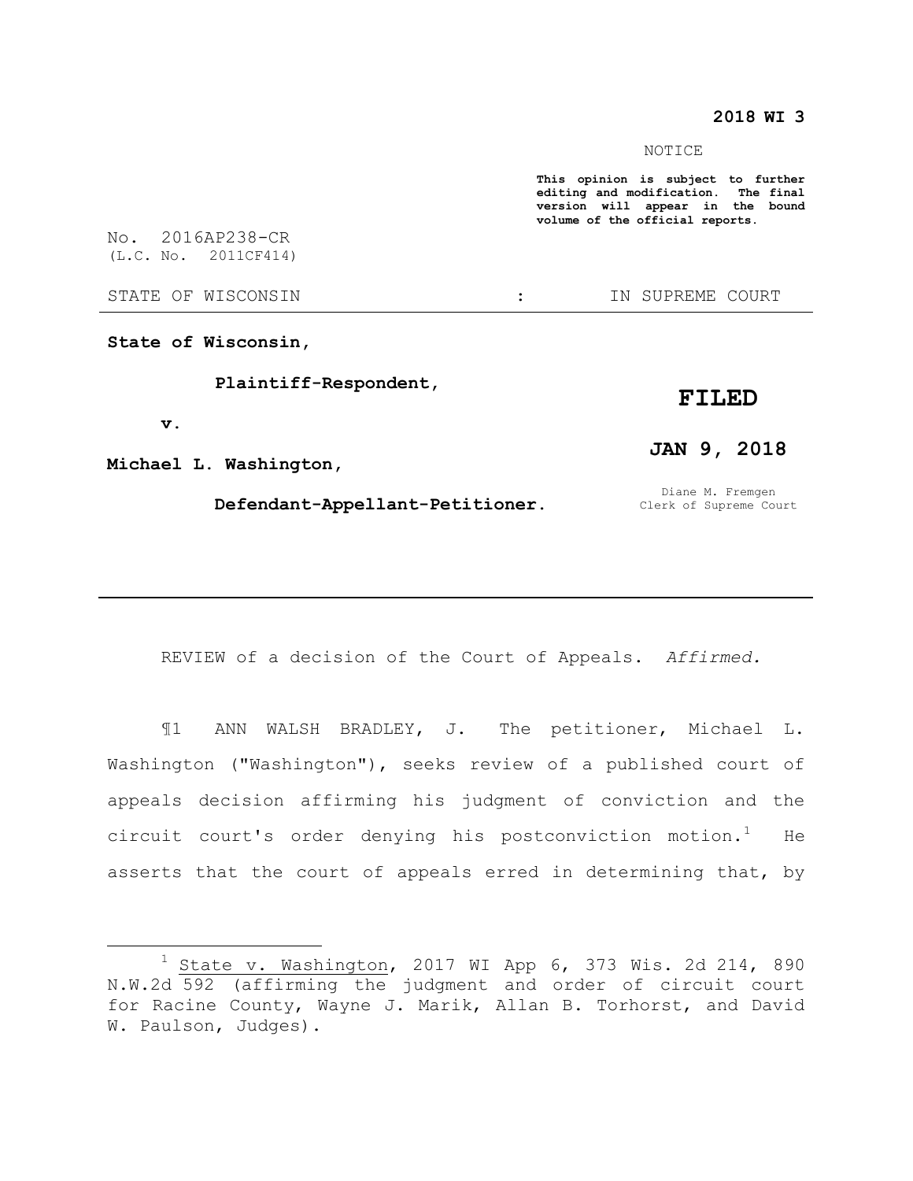**2018 WI 3**

NOTICE

**This opinion is subject to further editing and modification. The final version will appear in the bound volume of the official reports.**

No. 2016AP238-CR
(L.C. No. 2011CF414)

STATE OF WISCONSIN : IN SUPREME COURT

**State of Wisconsin,**

**Plaintiff-Respondent,**

**v.**

**Michael L. Washington,**

**Defendant-Appellant-Petitioner.**

**FILED**

**JAN 9, 2018**

Diane M. Fremgen
Clerk of Supreme Court

---

REVIEW of a decision of the Court of Appeals. *Affirmed.*

¶1 ANN WALSH BRADLEY, J. The petitioner, Michael L. Washington ("Washington"), seeks review of a published court of appeals decision affirming his judgment of conviction and the circuit court's order denying his postconviction motion.[1] He asserts that the court of appeals erred in determining that, by

---

[1] State v. Washington, 2017 WI App 6, 373 Wis. 2d 214, 890 N.W.2d 592 (affirming the judgment and order of circuit court for Racine County, Wayne J. Marik, Allan B. Torhorst, and David W. Paulson, Judges).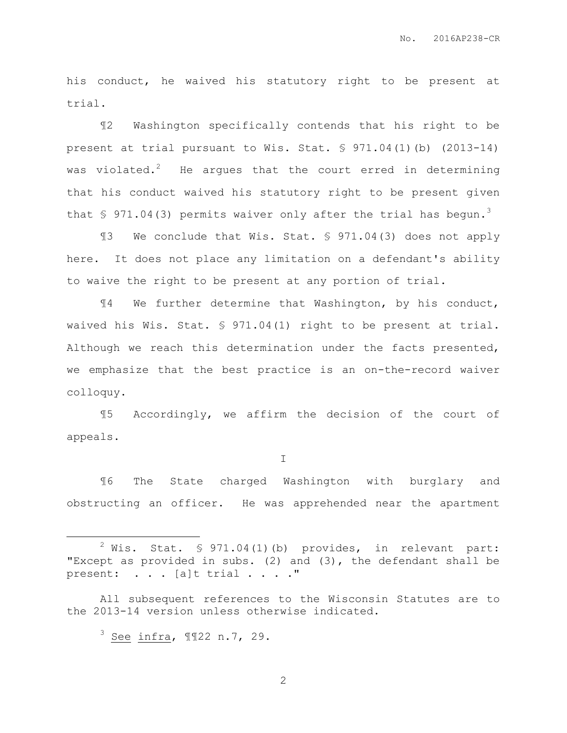his conduct, he waived his statutory right to be present at trial.

¶2 Washington specifically contends that his right to be present at trial pursuant to Wis. Stat. § 971.04(1)(b) (2013-14) was violated.[2] He argues that the court erred in determining that his conduct waived his statutory right to be present given that § 971.04(3) permits waiver only after the trial has begun.[3]

¶3 We conclude that Wis. Stat. § 971.04(3) does not apply here. It does not place any limitation on a defendant's ability to waive the right to be present at any portion of trial.

¶4 We further determine that Washington, by his conduct, waived his Wis. Stat. § 971.04(1) right to be present at trial. Although we reach this determination under the facts presented, we emphasize that the best practice is an on-the-record waiver colloquy.

¶5 Accordingly, we affirm the decision of the court of appeals.

I

¶6 The State charged Washington with burglary and obstructing an officer. He was apprehended near the apartment

---

[2] Wis. Stat. § 971.04(1)(b) provides, in relevant part: "Except as provided in subs. (2) and (3), the defendant shall be present: . . . [a]t trial . . . ."

All subsequent references to the Wisconsin Statutes are to the 2013-14 version unless otherwise indicated.

[3] See infra, ¶¶22 n.7, 29.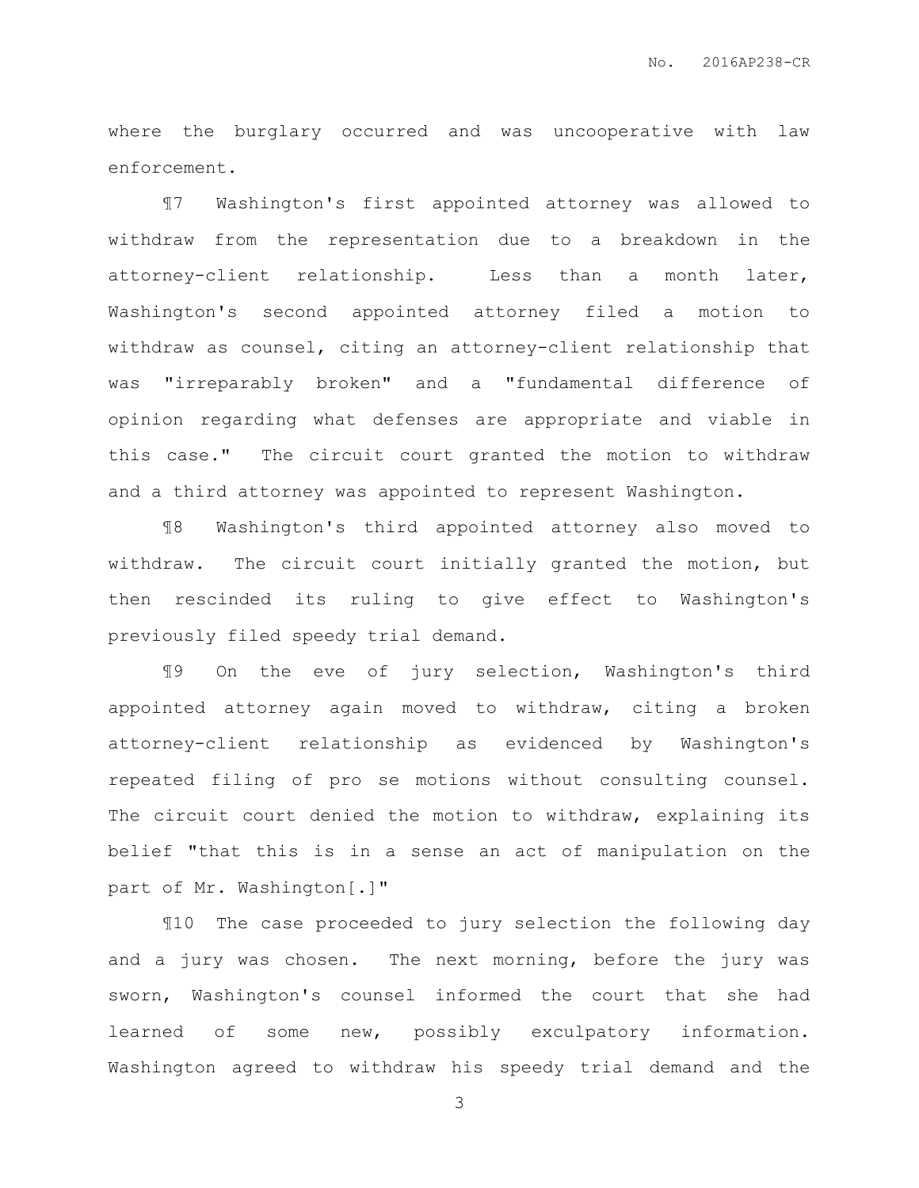where the burglary occurred and was uncooperative with law enforcement.

¶7 Washington's first appointed attorney was allowed to withdraw from the representation due to a breakdown in the attorney-client relationship. Less than a month later, Washington's second appointed attorney filed a motion to withdraw as counsel, citing an attorney-client relationship that was "irreparably broken" and a "fundamental difference of opinion regarding what defenses are appropriate and viable in this case." The circuit court granted the motion to withdraw and a third attorney was appointed to represent Washington.

¶8 Washington's third appointed attorney also moved to withdraw. The circuit court initially granted the motion, but then rescinded its ruling to give effect to Washington's previously filed speedy trial demand.

¶9 On the eve of jury selection, Washington's third appointed attorney again moved to withdraw, citing a broken attorney-client relationship as evidenced by Washington's repeated filing of pro se motions without consulting counsel. The circuit court denied the motion to withdraw, explaining its belief "that this is in a sense an act of manipulation on the part of Mr. Washington[.]"

¶10 The case proceeded to jury selection the following day and a jury was chosen. The next morning, before the jury was sworn, Washington's counsel informed the court that she had learned of some new, possibly exculpatory information. Washington agreed to withdraw his speedy trial demand and the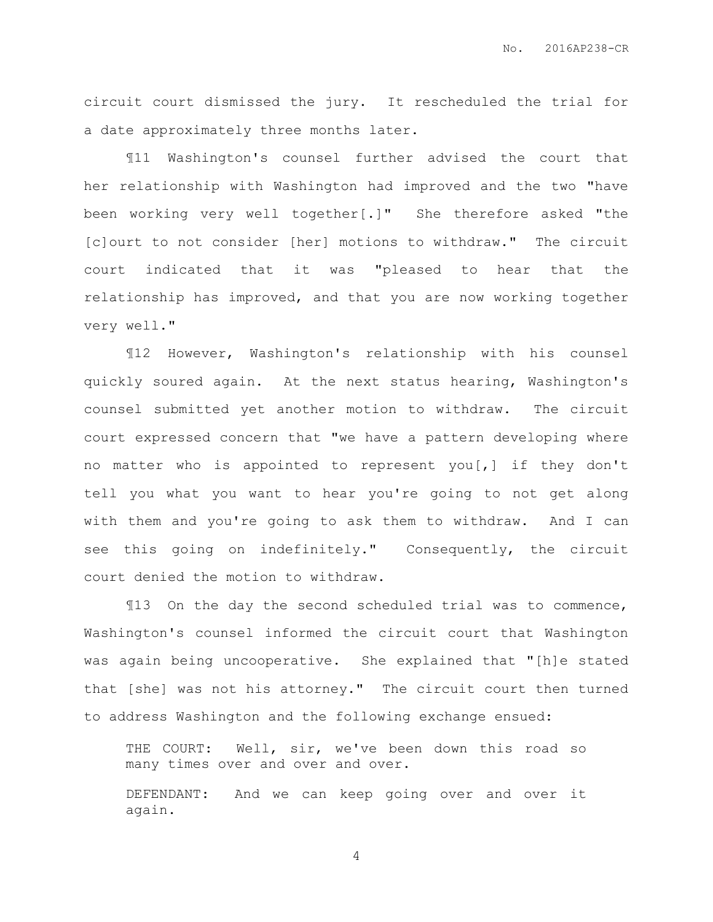circuit court dismissed the jury. It rescheduled the trial for a date approximately three months later.

¶11 Washington's counsel further advised the court that her relationship with Washington had improved and the two "have been working very well together[.]" She therefore asked "the [c]ourt to not consider [her] motions to withdraw." The circuit court indicated that it was "pleased to hear that the relationship has improved, and that you are now working together very well."

¶12 However, Washington's relationship with his counsel quickly soured again. At the next status hearing, Washington's counsel submitted yet another motion to withdraw. The circuit court expressed concern that "we have a pattern developing where no matter who is appointed to represent you[,] if they don't tell you what you want to hear you're going to not get along with them and you're going to ask them to withdraw. And I can see this going on indefinitely." Consequently, the circuit court denied the motion to withdraw.

¶13 On the day the second scheduled trial was to commence, Washington's counsel informed the circuit court that Washington was again being uncooperative. She explained that "[h]e stated that [she] was not his attorney." The circuit court then turned to address Washington and the following exchange ensued:

> THE COURT: Well, sir, we've been down this road so many times over and over and over.
>
> DEFENDANT: And we can keep going over and over it again.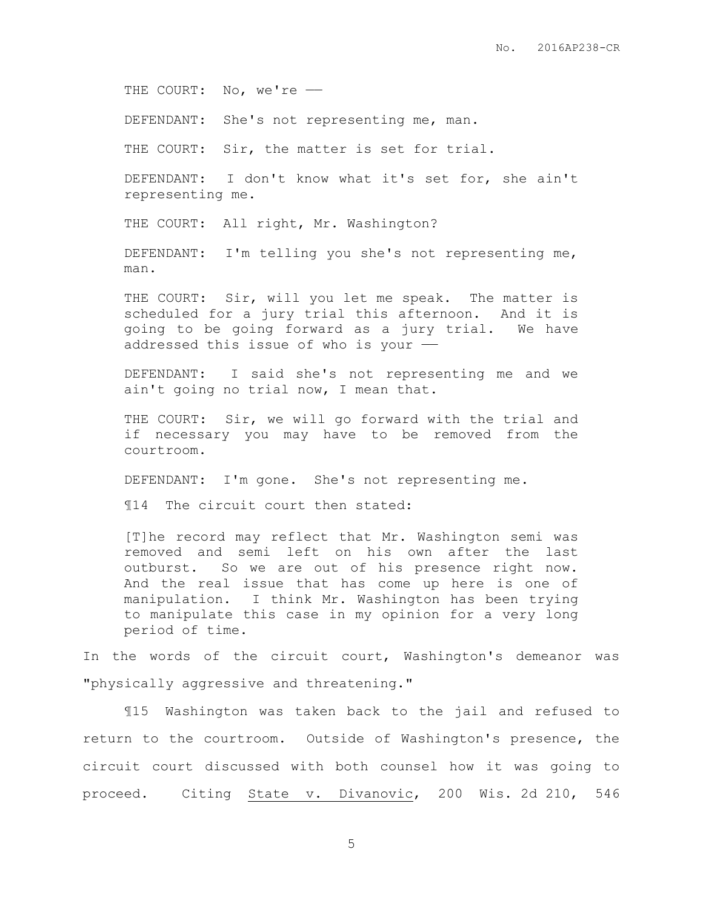THE COURT: No, we're ——

DEFENDANT: She's not representing me, man.

THE COURT: Sir, the matter is set for trial.

DEFENDANT: I don't know what it's set for, she ain't representing me.

THE COURT: All right, Mr. Washington?

DEFENDANT: I'm telling you she's not representing me, man.

THE COURT: Sir, will you let me speak. The matter is scheduled for a jury trial this afternoon. And it is going to be going forward as a jury trial. We have addressed this issue of who is your ——

DEFENDANT: I said she's not representing me and we ain't going no trial now, I mean that.

THE COURT: Sir, we will go forward with the trial and if necessary you may have to be removed from the courtroom.

DEFENDANT: I'm gone. She's not representing me.

¶14 The circuit court then stated:

> [T]he record may reflect that Mr. Washington semi was removed and semi left on his own after the last outburst. So we are out of his presence right now. And the real issue that has come up here is one of manipulation. I think Mr. Washington has been trying to manipulate this case in my opinion for a very long period of time.

In the words of the circuit court, Washington's demeanor was "physically aggressive and threatening."

¶15 Washington was taken back to the jail and refused to return to the courtroom. Outside of Washington's presence, the circuit court discussed with both counsel how it was going to proceed. Citing State v. Divanovic, 200 Wis. 2d 210, 546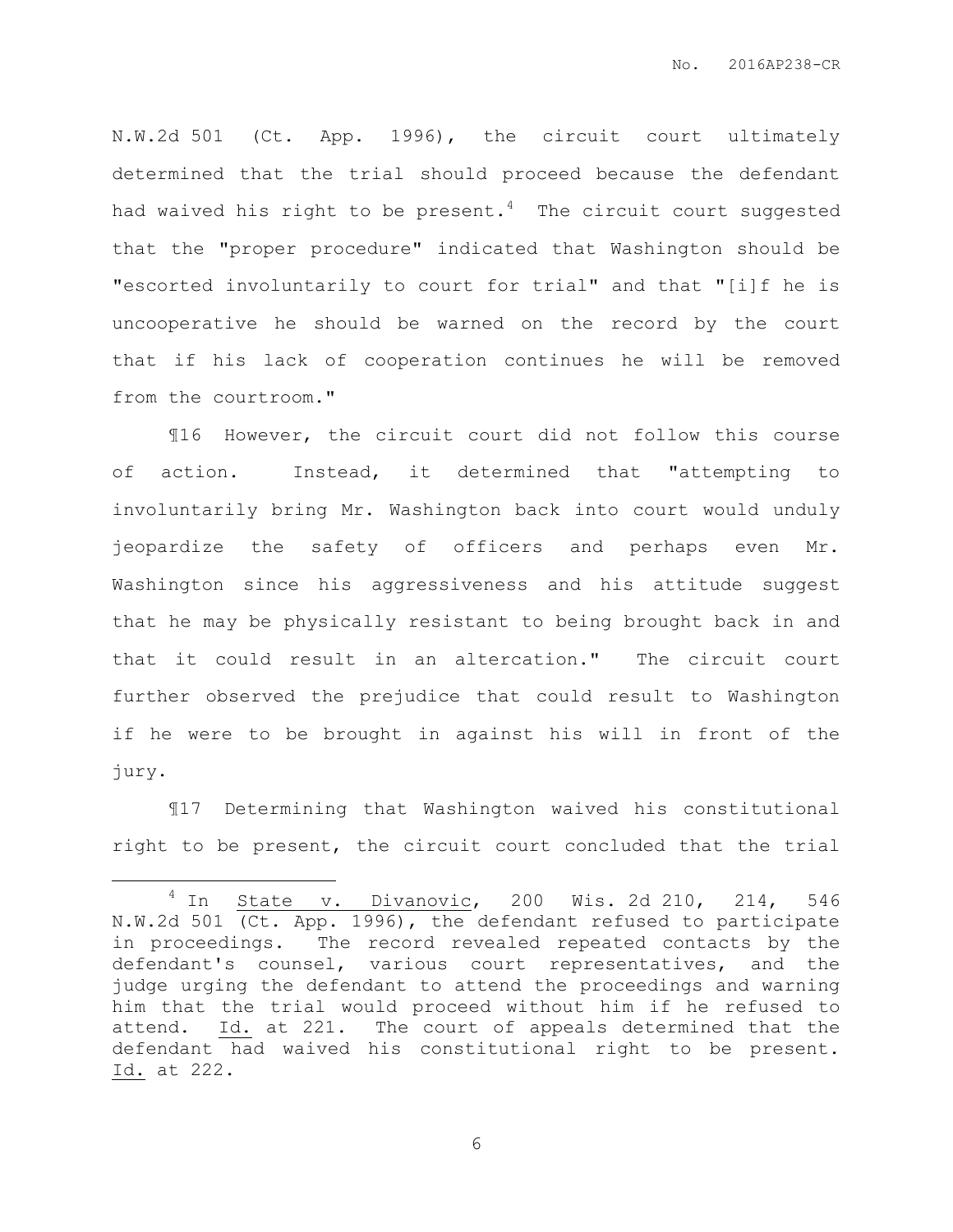N.W.2d 501 (Ct. App. 1996), the circuit court ultimately determined that the trial should proceed because the defendant had waived his right to be present.[4] The circuit court suggested that the "proper procedure" indicated that Washington should be "escorted involuntarily to court for trial" and that "[i]f he is uncooperative he should be warned on the record by the court that if his lack of cooperation continues he will be removed from the courtroom."

¶16 However, the circuit court did not follow this course of action. Instead, it determined that "attempting to involuntarily bring Mr. Washington back into court would unduly jeopardize the safety of officers and perhaps even Mr. Washington since his aggressiveness and his attitude suggest that he may be physically resistant to being brought back in and that it could result in an altercation." The circuit court further observed the prejudice that could result to Washington if he were to be brought in against his will in front of the jury.

¶17 Determining that Washington waived his constitutional right to be present, the circuit court concluded that the trial

---

[4] In State v. Divanovic, 200 Wis. 2d 210, 214, 546 N.W.2d 501 (Ct. App. 1996), the defendant refused to participate in proceedings. The record revealed repeated contacts by the defendant's counsel, various court representatives, and the judge urging the defendant to attend the proceedings and warning him that the trial would proceed without him if he refused to attend. Id. at 221. The court of appeals determined that the defendant had waived his constitutional right to be present. Id. at 222.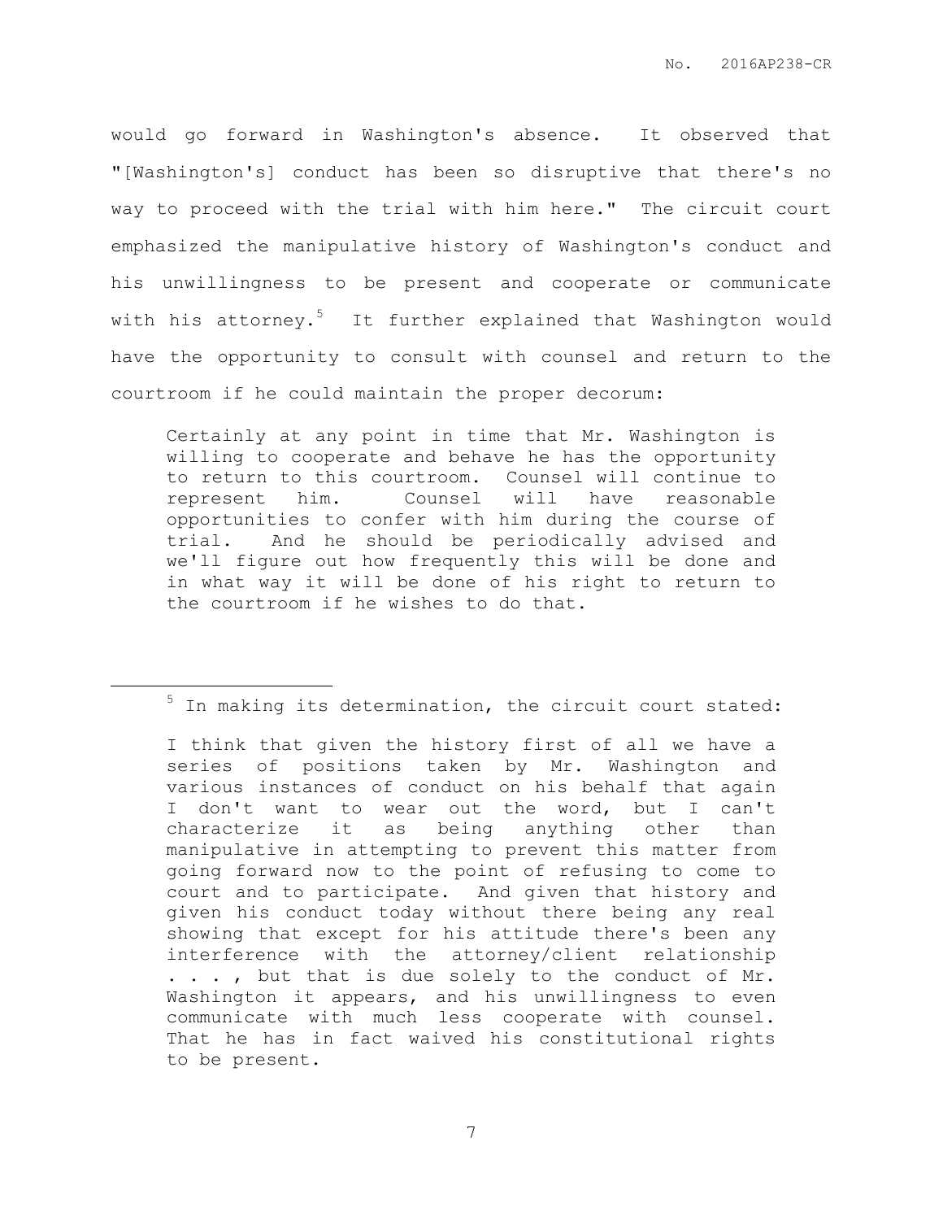would go forward in Washington's absence. It observed that "[Washington's] conduct has been so disruptive that there's no way to proceed with the trial with him here." The circuit court emphasized the manipulative history of Washington's conduct and his unwillingness to be present and cooperate or communicate with his attorney.[5] It further explained that Washington would have the opportunity to consult with counsel and return to the courtroom if he could maintain the proper decorum:

> Certainly at any point in time that Mr. Washington is willing to cooperate and behave he has the opportunity to return to this courtroom. Counsel will continue to represent him. Counsel will have reasonable opportunities to confer with him during the course of trial. And he should be periodically advised and we'll figure out how frequently this will be done and in what way it will be done of his right to return to the courtroom if he wishes to do that.

---

[5] In making its determination, the circuit court stated:

> I think that given the history first of all we have a series of positions taken by Mr. Washington and various instances of conduct on his behalf that again I don't want to wear out the word, but I can't characterize it as being anything other than manipulative in attempting to prevent this matter from going forward now to the point of refusing to come to court and to participate. And given that history and given his conduct today without there being any real showing that except for his attitude there's been any interference with the attorney/client relationship . . . , but that is due solely to the conduct of Mr. Washington it appears, and his unwillingness to even communicate with much less cooperate with counsel. That he has in fact waived his constitutional rights to be present.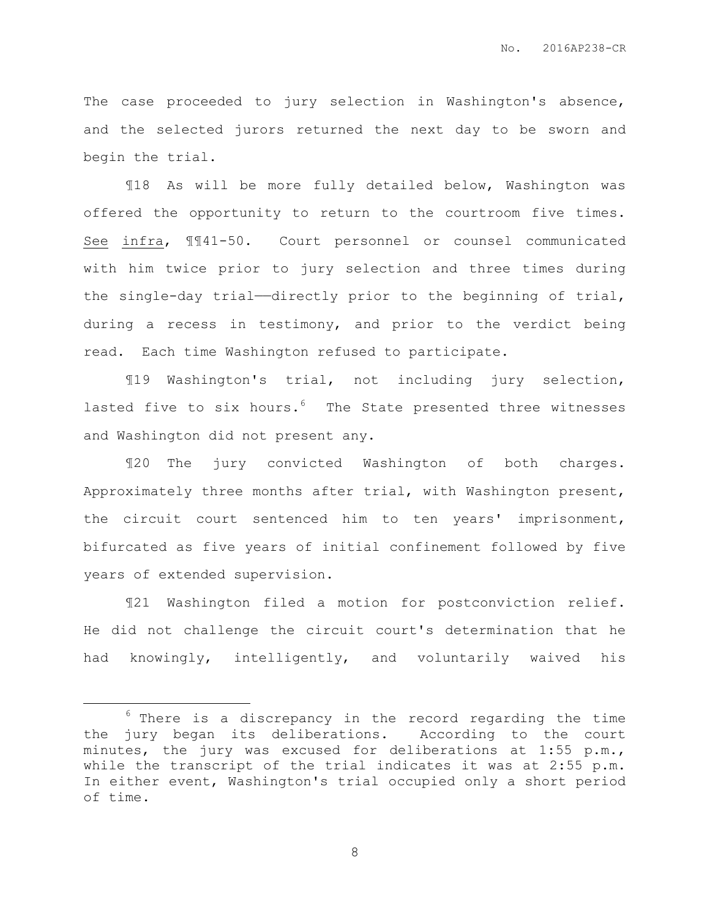The case proceeded to jury selection in Washington's absence, and the selected jurors returned the next day to be sworn and begin the trial.

¶18 As will be more fully detailed below, Washington was offered the opportunity to return to the courtroom five times. See infra, ¶¶41-50. Court personnel or counsel communicated with him twice prior to jury selection and three times during the single-day trial——directly prior to the beginning of trial, during a recess in testimony, and prior to the verdict being read. Each time Washington refused to participate.

¶19 Washington's trial, not including jury selection, lasted five to six hours.[6] The State presented three witnesses and Washington did not present any.

¶20 The jury convicted Washington of both charges. Approximately three months after trial, with Washington present, the circuit court sentenced him to ten years' imprisonment, bifurcated as five years of initial confinement followed by five years of extended supervision.

¶21 Washington filed a motion for postconviction relief. He did not challenge the circuit court's determination that he had knowingly, intelligently, and voluntarily waived his

---

[6] There is a discrepancy in the record regarding the time the jury began its deliberations. According to the court minutes, the jury was excused for deliberations at 1:55 p.m., while the transcript of the trial indicates it was at 2:55 p.m. In either event, Washington's trial occupied only a short period of time.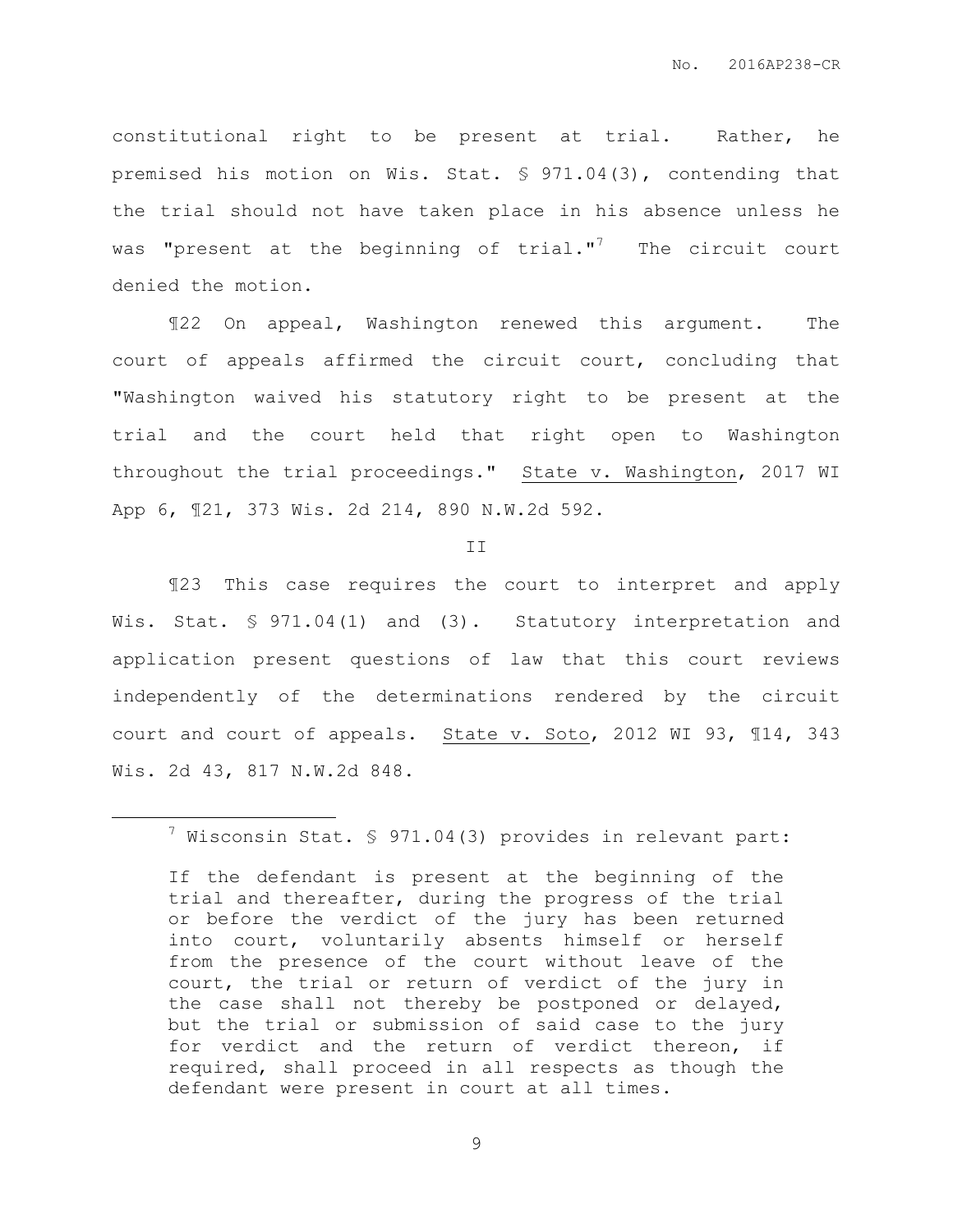constitutional right to be present at trial. Rather, he premised his motion on Wis. Stat. § 971.04(3), contending that the trial should not have taken place in his absence unless he was "present at the beginning of trial."[7] The circuit court denied the motion.

¶22 On appeal, Washington renewed this argument. The court of appeals affirmed the circuit court, concluding that "Washington waived his statutory right to be present at the trial and the court held that right open to Washington throughout the trial proceedings." State v. Washington, 2017 WI App 6, ¶21, 373 Wis. 2d 214, 890 N.W.2d 592.

II

¶23 This case requires the court to interpret and apply Wis. Stat. § 971.04(1) and (3). Statutory interpretation and application present questions of law that this court reviews independently of the determinations rendered by the circuit court and court of appeals. State v. Soto, 2012 WI 93, ¶14, 343 Wis. 2d 43, 817 N.W.2d 848.

---

[7] Wisconsin Stat. § 971.04(3) provides in relevant part:

> If the defendant is present at the beginning of the trial and thereafter, during the progress of the trial or before the verdict of the jury has been returned into court, voluntarily absents himself or herself from the presence of the court without leave of the court, the trial or return of verdict of the jury in the case shall not thereby be postponed or delayed, but the trial or submission of said case to the jury for verdict and the return of verdict thereon, if required, shall proceed in all respects as though the defendant were present in court at all times.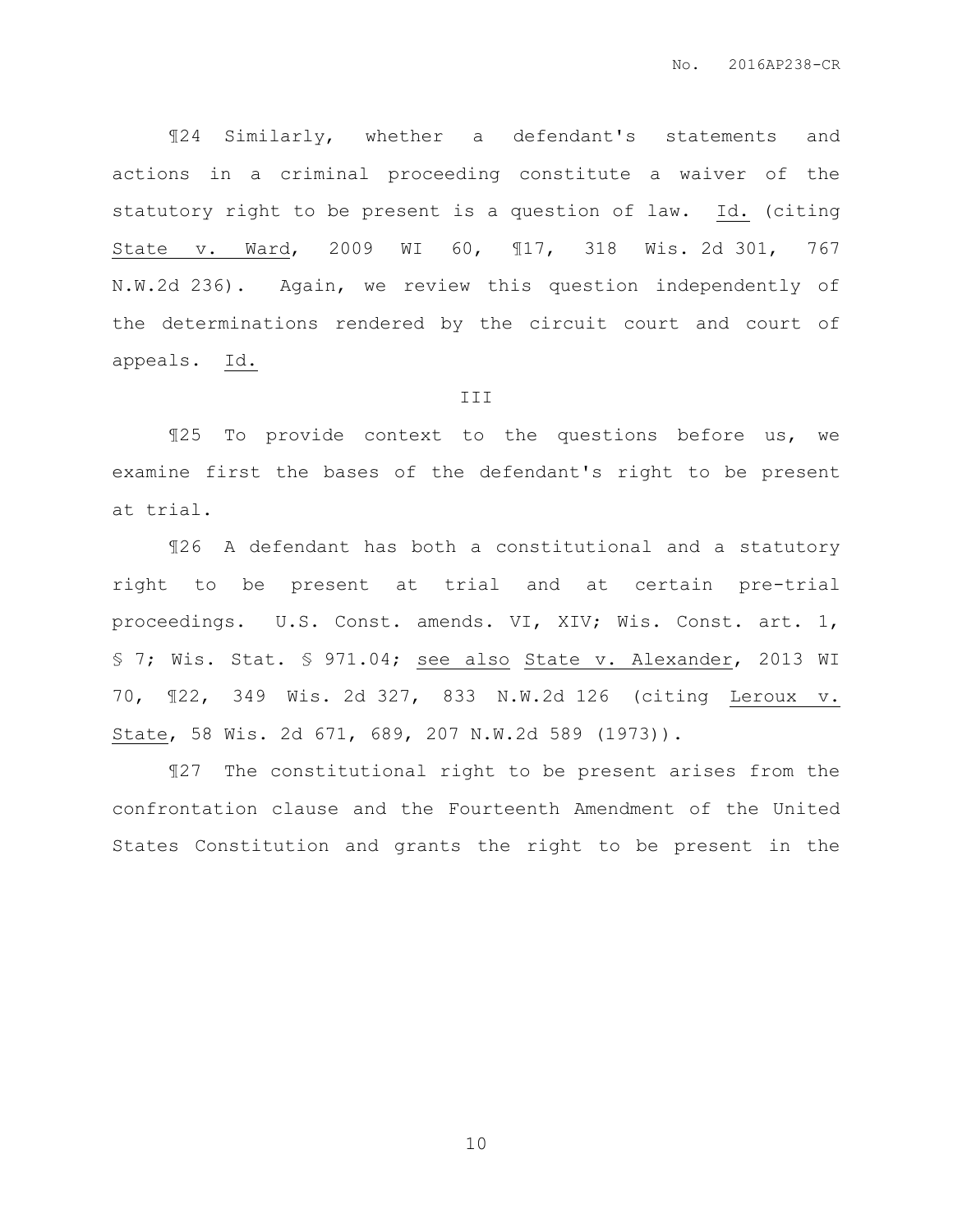¶24 Similarly, whether a defendant's statements and actions in a criminal proceeding constitute a waiver of the statutory right to be present is a question of law. Id. (citing State v. Ward, 2009 WI 60, ¶17, 318 Wis. 2d 301, 767 N.W.2d 236). Again, we review this question independently of the determinations rendered by the circuit court and court of appeals. Id.

## III

¶25 To provide context to the questions before us, we examine first the bases of the defendant's right to be present at trial.

¶26 A defendant has both a constitutional and a statutory right to be present at trial and at certain pre-trial proceedings. U.S. Const. amends. VI, XIV; Wis. Const. art. 1, § 7; Wis. Stat. § 971.04; see also State v. Alexander, 2013 WI 70, ¶22, 349 Wis. 2d 327, 833 N.W.2d 126 (citing Leroux v. State, 58 Wis. 2d 671, 689, 207 N.W.2d 589 (1973)).

¶27 The constitutional right to be present arises from the confrontation clause and the Fourteenth Amendment of the United States Constitution and grants the right to be present in the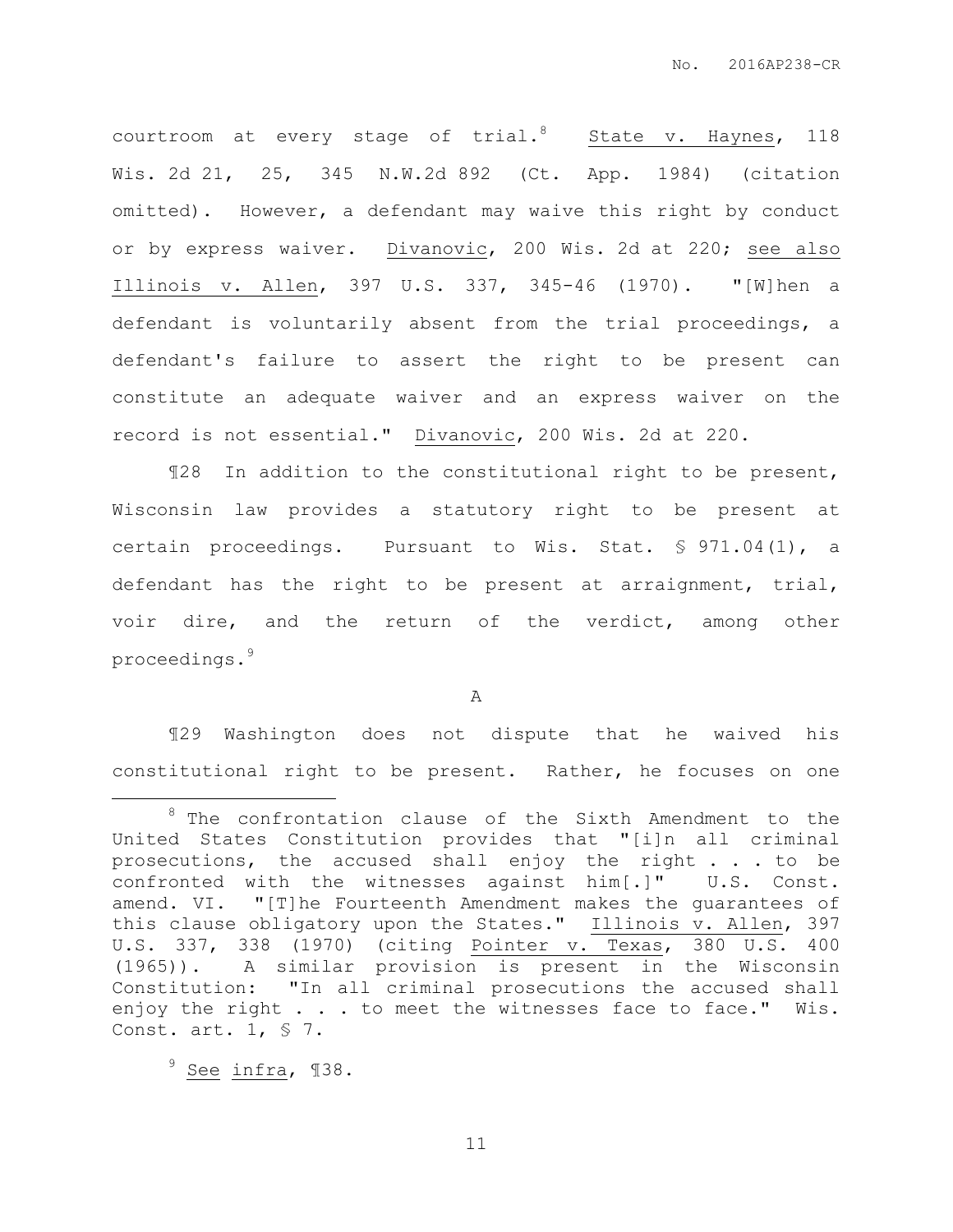courtroom at every stage of trial.[8] State v. Haynes, 118 Wis. 2d 21, 25, 345 N.W.2d 892 (Ct. App. 1984) (citation omitted). However, a defendant may waive this right by conduct or by express waiver. Divanovic, 200 Wis. 2d at 220; see also Illinois v. Allen, 397 U.S. 337, 345-46 (1970). "[W]hen a defendant is voluntarily absent from the trial proceedings, a defendant's failure to assert the right to be present can constitute an adequate waiver and an express waiver on the record is not essential." Divanovic, 200 Wis. 2d at 220.

¶28 In addition to the constitutional right to be present, Wisconsin law provides a statutory right to be present at certain proceedings. Pursuant to Wis. Stat. § 971.04(1), a defendant has the right to be present at arraignment, trial, voir dire, and the return of the verdict, among other proceedings.[9]

A

¶29 Washington does not dispute that he waived his constitutional right to be present. Rather, he focuses on one

---

[8] The confrontation clause of the Sixth Amendment to the United States Constitution provides that "[i]n all criminal prosecutions, the accused shall enjoy the right . . . to be confronted with the witnesses against him[.]" U.S. Const. amend. VI. "[T]he Fourteenth Amendment makes the guarantees of this clause obligatory upon the States." Illinois v. Allen, 397 U.S. 337, 338 (1970) (citing Pointer v. Texas, 380 U.S. 400 (1965)). A similar provision is present in the Wisconsin Constitution: "In all criminal prosecutions the accused shall enjoy the right . . . to meet the witnesses face to face." Wis. Const. art. 1, § 7.

[9] See infra, ¶38.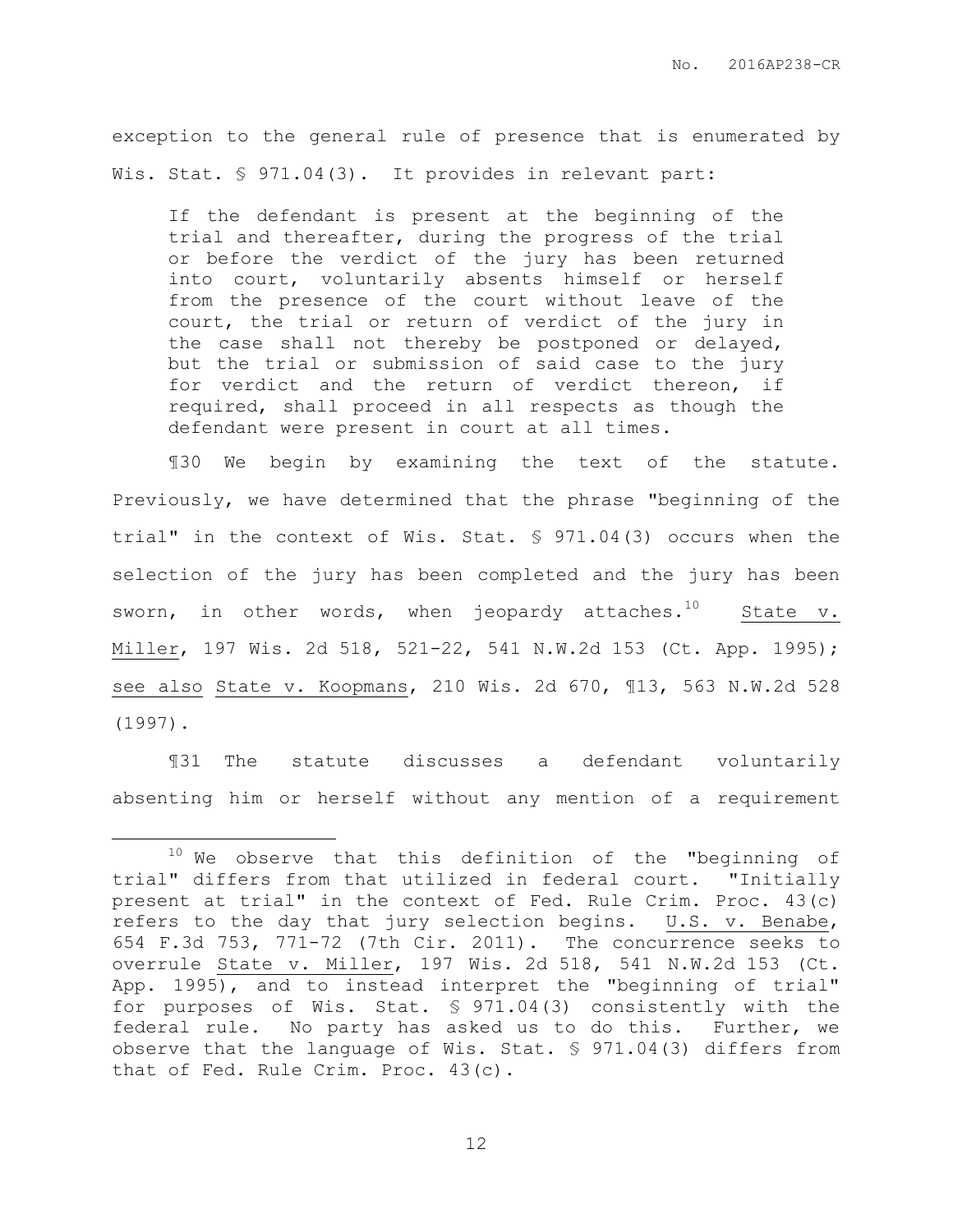exception to the general rule of presence that is enumerated by Wis. Stat. § 971.04(3). It provides in relevant part:

> If the defendant is present at the beginning of the trial and thereafter, during the progress of the trial or before the verdict of the jury has been returned into court, voluntarily absents himself or herself from the presence of the court without leave of the court, the trial or return of verdict of the jury in the case shall not thereby be postponed or delayed, but the trial or submission of said case to the jury for verdict and the return of verdict thereon, if required, shall proceed in all respects as though the defendant were present in court at all times.

¶30 We begin by examining the text of the statute. Previously, we have determined that the phrase "beginning of the trial" in the context of Wis. Stat. § 971.04(3) occurs when the selection of the jury has been completed and the jury has been sworn, in other words, when jeopardy attaches.[10] State v. Miller, 197 Wis. 2d 518, 521-22, 541 N.W.2d 153 (Ct. App. 1995); see also State v. Koopmans, 210 Wis. 2d 670, ¶13, 563 N.W.2d 528 (1997).

¶31 The statute discusses a defendant voluntarily absenting him or herself without any mention of a requirement

---

[10] We observe that this definition of the "beginning of trial" differs from that utilized in federal court. "Initially present at trial" in the context of Fed. Rule Crim. Proc. 43(c) refers to the day that jury selection begins. U.S. v. Benabe, 654 F.3d 753, 771-72 (7th Cir. 2011). The concurrence seeks to overrule State v. Miller, 197 Wis. 2d 518, 541 N.W.2d 153 (Ct. App. 1995), and to instead interpret the "beginning of trial" for purposes of Wis. Stat. § 971.04(3) consistently with the federal rule. No party has asked us to do this. Further, we observe that the language of Wis. Stat. § 971.04(3) differs from that of Fed. Rule Crim. Proc. 43(c).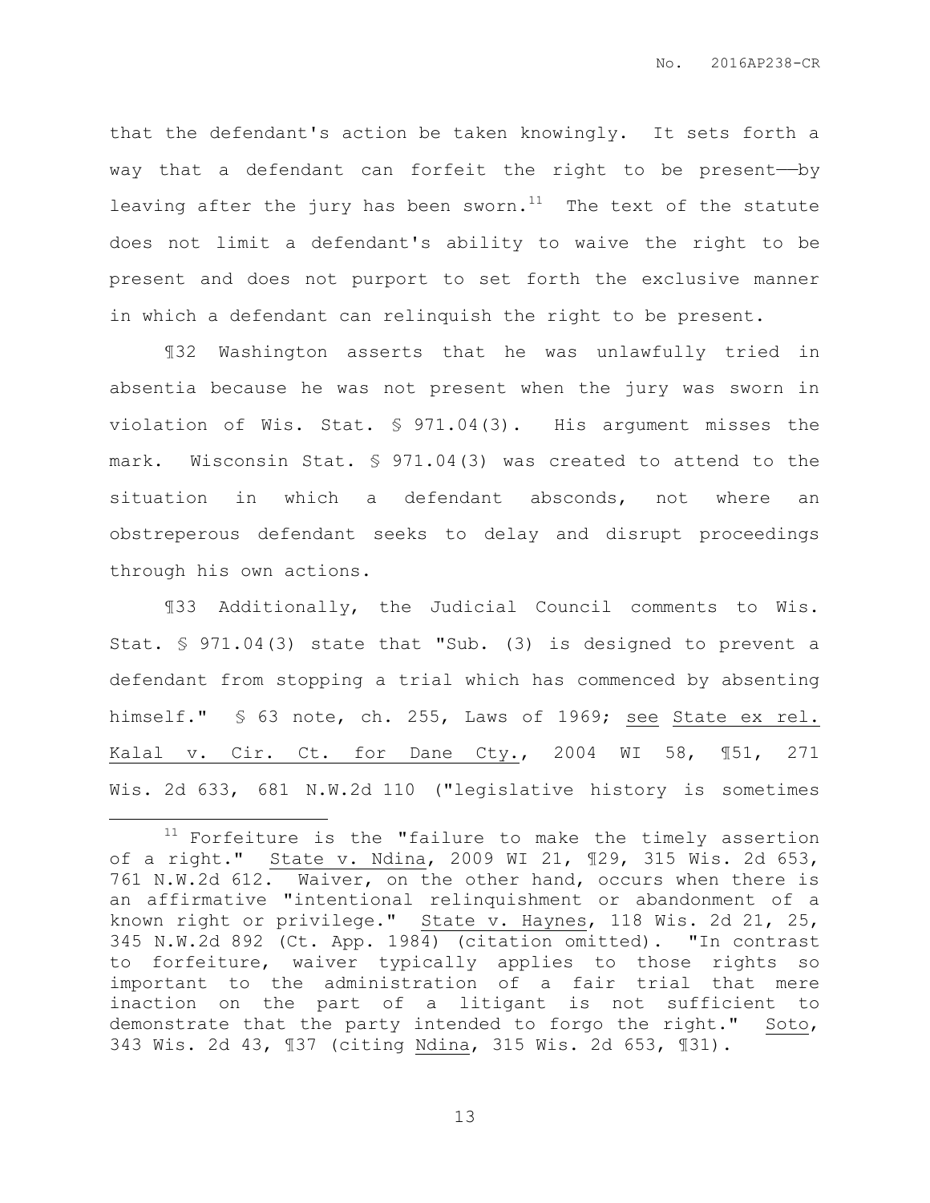that the defendant's action be taken knowingly. It sets forth a way that a defendant can forfeit the right to be present——by leaving after the jury has been sworn.[11] The text of the statute does not limit a defendant's ability to waive the right to be present and does not purport to set forth the exclusive manner in which a defendant can relinquish the right to be present.

¶32 Washington asserts that he was unlawfully tried in absentia because he was not present when the jury was sworn in violation of Wis. Stat. § 971.04(3). His argument misses the mark. Wisconsin Stat. § 971.04(3) was created to attend to the situation in which a defendant absconds, not where an obstreperous defendant seeks to delay and disrupt proceedings through his own actions.

¶33 Additionally, the Judicial Council comments to Wis. Stat. § 971.04(3) state that "Sub. (3) is designed to prevent a defendant from stopping a trial which has commenced by absenting himself." § 63 note, ch. 255, Laws of 1969; see State ex rel. Kalal v. Cir. Ct. for Dane Cty., 2004 WI 58, ¶51, 271 Wis. 2d 633, 681 N.W.2d 110 ("legislative history is sometimes

---

[11] Forfeiture is the "failure to make the timely assertion of a right." State v. Ndina, 2009 WI 21, ¶29, 315 Wis. 2d 653, 761 N.W.2d 612. Waiver, on the other hand, occurs when there is an affirmative "intentional relinquishment or abandonment of a known right or privilege." State v. Haynes, 118 Wis. 2d 21, 25, 345 N.W.2d 892 (Ct. App. 1984) (citation omitted). "In contrast to forfeiture, waiver typically applies to those rights so important to the administration of a fair trial that mere inaction on the part of a litigant is not sufficient to demonstrate that the party intended to forgo the right." Soto, 343 Wis. 2d 43, ¶37 (citing Ndina, 315 Wis. 2d 653, ¶31).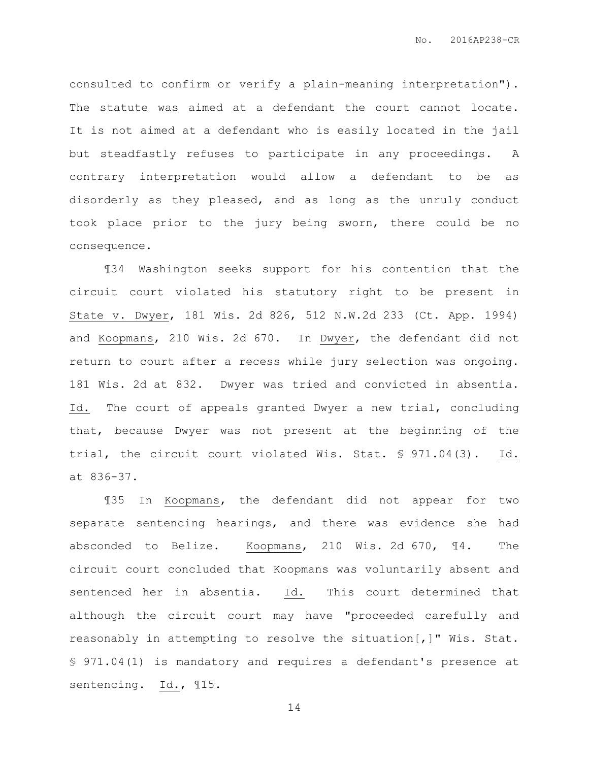consulted to confirm or verify a plain-meaning interpretation"). The statute was aimed at a defendant the court cannot locate. It is not aimed at a defendant who is easily located in the jail but steadfastly refuses to participate in any proceedings. A contrary interpretation would allow a defendant to be as disorderly as they pleased, and as long as the unruly conduct took place prior to the jury being sworn, there could be no consequence.

¶34 Washington seeks support for his contention that the circuit court violated his statutory right to be present in State v. Dwyer, 181 Wis. 2d 826, 512 N.W.2d 233 (Ct. App. 1994) and Koopmans, 210 Wis. 2d 670. In Dwyer, the defendant did not return to court after a recess while jury selection was ongoing. 181 Wis. 2d at 832. Dwyer was tried and convicted in absentia. Id. The court of appeals granted Dwyer a new trial, concluding that, because Dwyer was not present at the beginning of the trial, the circuit court violated Wis. Stat. § 971.04(3). Id. at 836-37.

¶35 In Koopmans, the defendant did not appear for two separate sentencing hearings, and there was evidence she had absconded to Belize. Koopmans, 210 Wis. 2d 670, ¶4. The circuit court concluded that Koopmans was voluntarily absent and sentenced her in absentia. Id. This court determined that although the circuit court may have "proceeded carefully and reasonably in attempting to resolve the situation[,]" Wis. Stat. § 971.04(1) is mandatory and requires a defendant's presence at sentencing. Id., ¶15.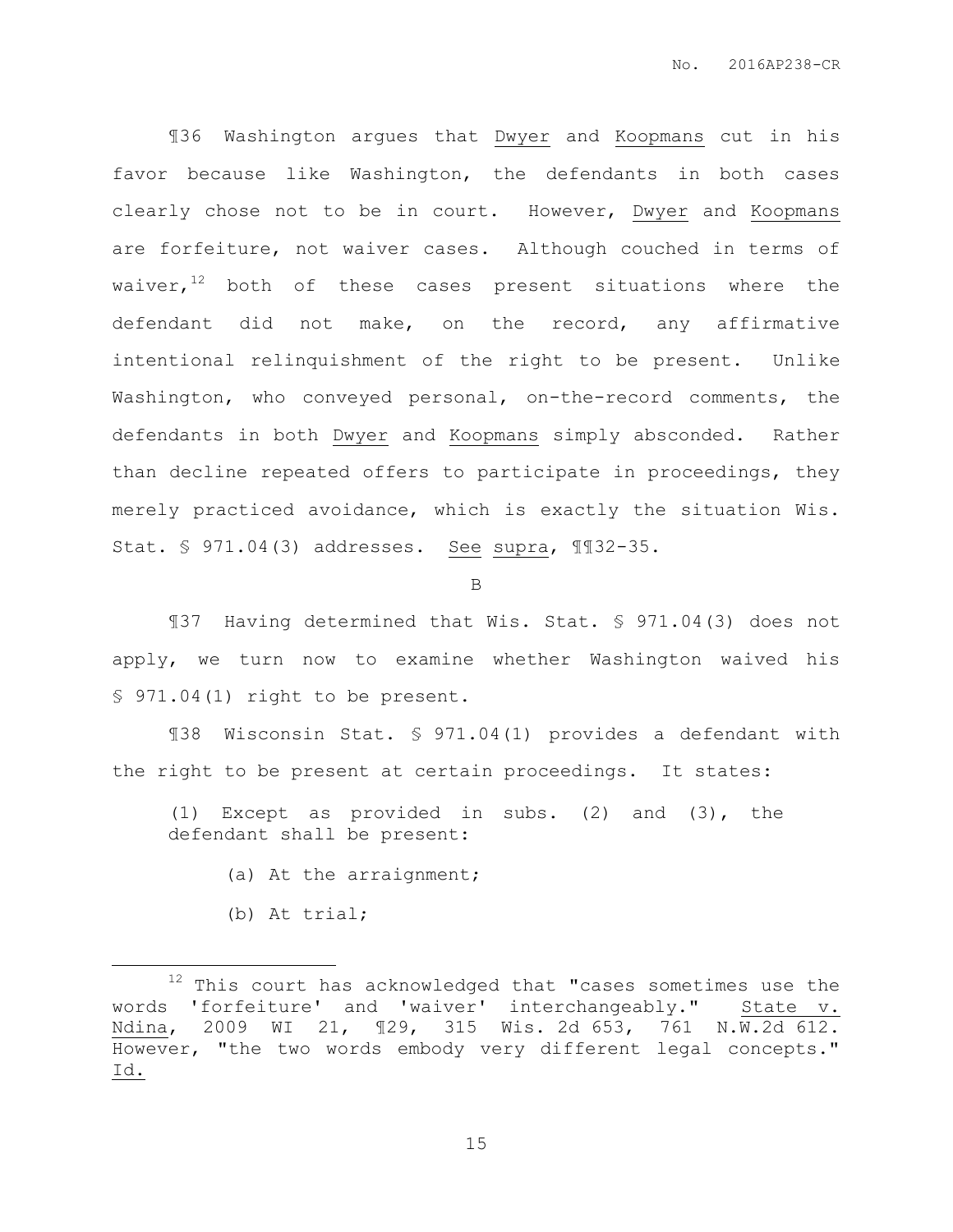¶36 Washington argues that Dwyer and Koopmans cut in his favor because like Washington, the defendants in both cases clearly chose not to be in court. However, Dwyer and Koopmans are forfeiture, not waiver cases. Although couched in terms of waiver,[12] both of these cases present situations where the defendant did not make, on the record, any affirmative intentional relinquishment of the right to be present. Unlike Washington, who conveyed personal, on-the-record comments, the defendants in both Dwyer and Koopmans simply absconded. Rather than decline repeated offers to participate in proceedings, they merely practiced avoidance, which is exactly the situation Wis. Stat. § 971.04(3) addresses. See supra, ¶¶32-35.

B

¶37 Having determined that Wis. Stat. § 971.04(3) does not apply, we turn now to examine whether Washington waived his § 971.04(1) right to be present.

¶38 Wisconsin Stat. § 971.04(1) provides a defendant with the right to be present at certain proceedings. It states:

> (1) Except as provided in subs. (2) and (3), the defendant shall be present:
>
> (a) At the arraignment;
>
> (b) At trial;

---

[12] This court has acknowledged that "cases sometimes use the words 'forfeiture' and 'waiver' interchangeably." State v. Ndina, 2009 WI 21, ¶29, 315 Wis. 2d 653, 761 N.W.2d 612. However, "the two words embody very different legal concepts." Id.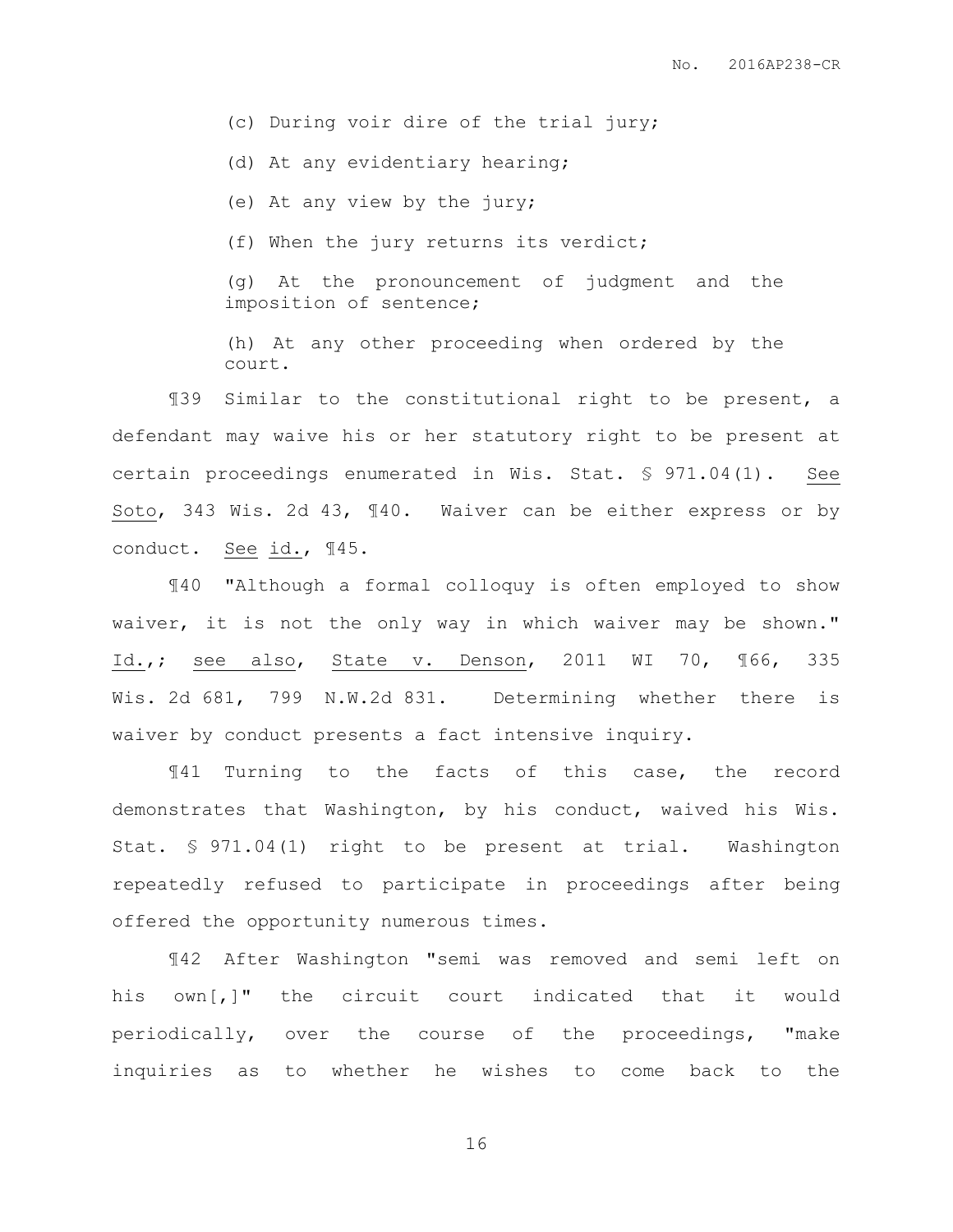(c) During voir dire of the trial jury;

(d) At any evidentiary hearing;

(e) At any view by the jury;

(f) When the jury returns its verdict;

(g) At the pronouncement of judgment and the imposition of sentence;

(h) At any other proceeding when ordered by the court.

¶39 Similar to the constitutional right to be present, a defendant may waive his or her statutory right to be present at certain proceedings enumerated in Wis. Stat. § 971.04(1). See Soto, 343 Wis. 2d 43, ¶40. Waiver can be either express or by conduct. See id., ¶45.

¶40 "Although a formal colloquy is often employed to show waiver, it is not the only way in which waiver may be shown." Id.,; see also, State v. Denson, 2011 WI 70, ¶66, 335 Wis. 2d 681, 799 N.W.2d 831. Determining whether there is waiver by conduct presents a fact intensive inquiry.

¶41 Turning to the facts of this case, the record demonstrates that Washington, by his conduct, waived his Wis. Stat. § 971.04(1) right to be present at trial. Washington repeatedly refused to participate in proceedings after being offered the opportunity numerous times.

¶42 After Washington "semi was removed and semi left on his own[,]" the circuit court indicated that it would periodically, over the course of the proceedings, "make inquiries as to whether he wishes to come back to the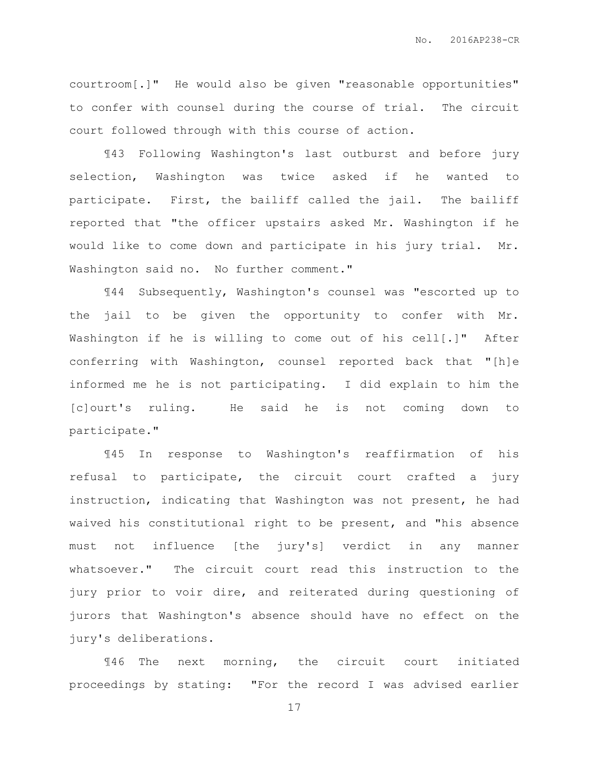courtroom[.]" He would also be given "reasonable opportunities" to confer with counsel during the course of trial. The circuit court followed through with this course of action.

¶43 Following Washington's last outburst and before jury selection, Washington was twice asked if he wanted to participate. First, the bailiff called the jail. The bailiff reported that "the officer upstairs asked Mr. Washington if he would like to come down and participate in his jury trial. Mr. Washington said no. No further comment."

¶44 Subsequently, Washington's counsel was "escorted up to the jail to be given the opportunity to confer with Mr. Washington if he is willing to come out of his cell[.]" After conferring with Washington, counsel reported back that "[h]e informed me he is not participating. I did explain to him the [c]ourt's ruling. He said he is not coming down to participate."

¶45 In response to Washington's reaffirmation of his refusal to participate, the circuit court crafted a jury instruction, indicating that Washington was not present, he had waived his constitutional right to be present, and "his absence must not influence [the jury's] verdict in any manner whatsoever." The circuit court read this instruction to the jury prior to voir dire, and reiterated during questioning of jurors that Washington's absence should have no effect on the jury's deliberations.

¶46 The next morning, the circuit court initiated proceedings by stating: "For the record I was advised earlier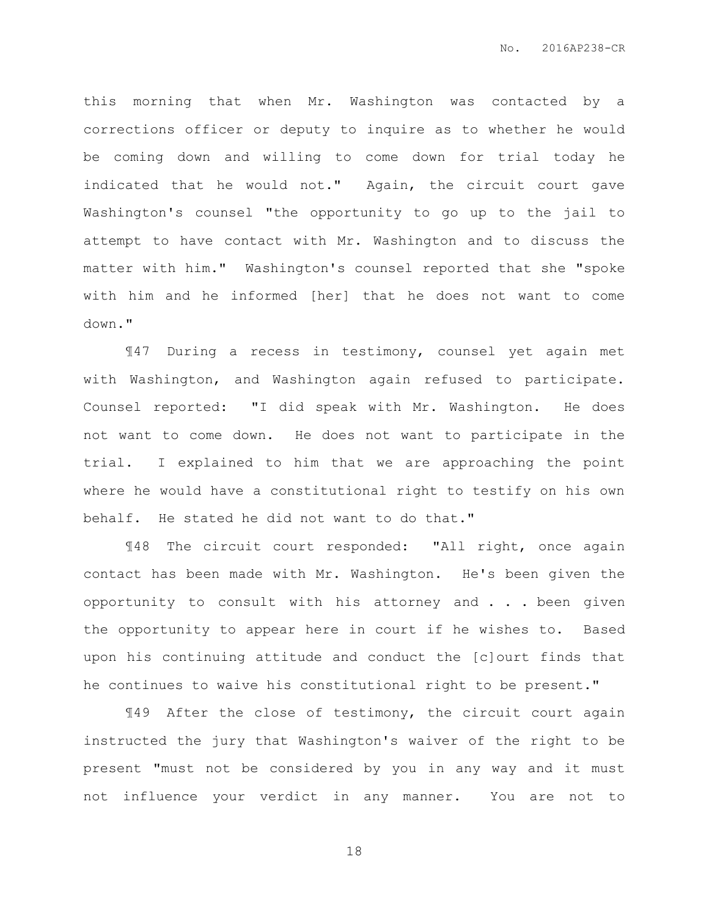this morning that when Mr. Washington was contacted by a corrections officer or deputy to inquire as to whether he would be coming down and willing to come down for trial today he indicated that he would not." Again, the circuit court gave Washington's counsel "the opportunity to go up to the jail to attempt to have contact with Mr. Washington and to discuss the matter with him." Washington's counsel reported that she "spoke with him and he informed [her] that he does not want to come down."

¶47 During a recess in testimony, counsel yet again met with Washington, and Washington again refused to participate. Counsel reported: "I did speak with Mr. Washington. He does not want to come down. He does not want to participate in the trial. I explained to him that we are approaching the point where he would have a constitutional right to testify on his own behalf. He stated he did not want to do that."

¶48 The circuit court responded: "All right, once again contact has been made with Mr. Washington. He's been given the opportunity to consult with his attorney and . . . been given the opportunity to appear here in court if he wishes to. Based upon his continuing attitude and conduct the [c]ourt finds that he continues to waive his constitutional right to be present."

¶49 After the close of testimony, the circuit court again instructed the jury that Washington's waiver of the right to be present "must not be considered by you in any way and it must not influence your verdict in any manner. You are not to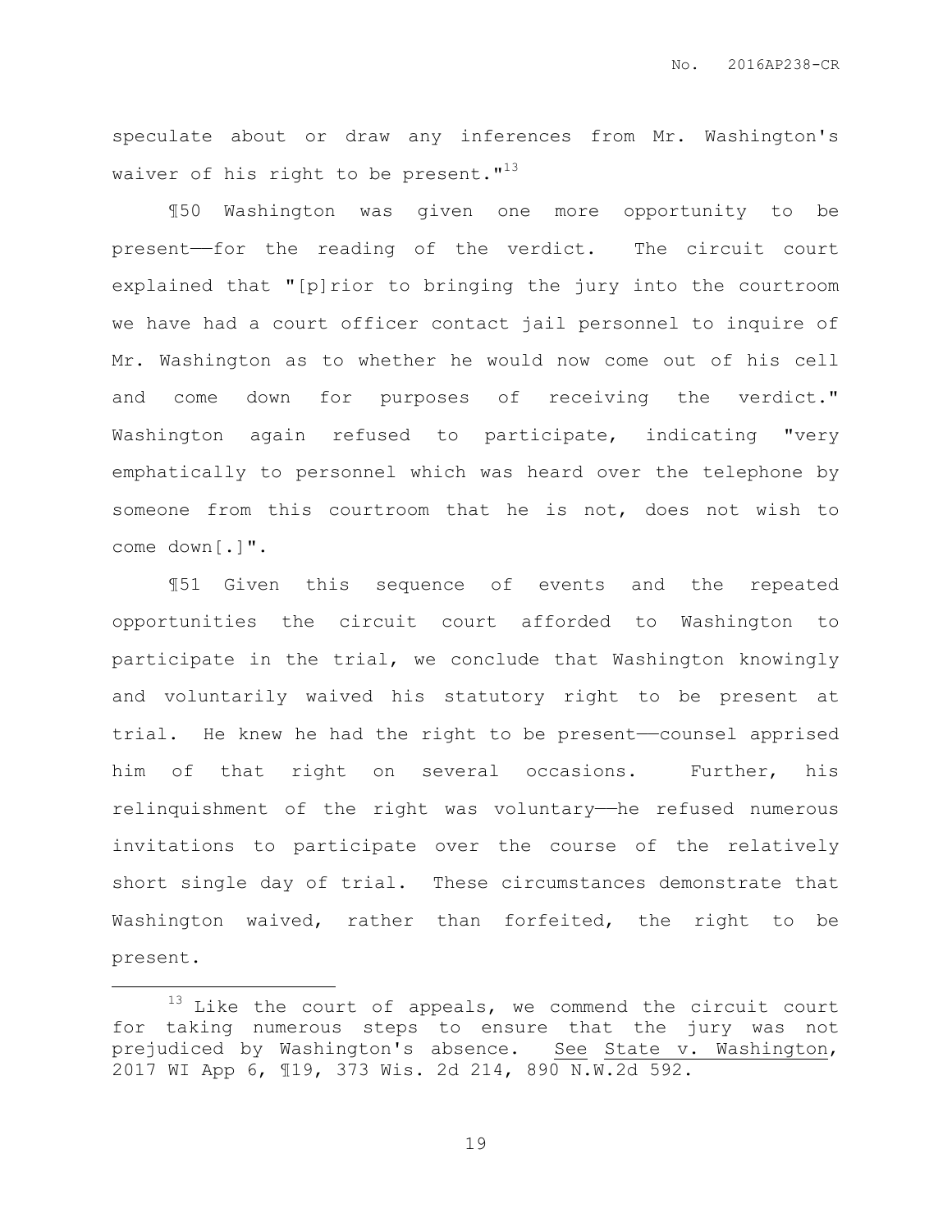speculate about or draw any inferences from Mr. Washington's waiver of his right to be present."[13]

¶50 Washington was given one more opportunity to be present——for the reading of the verdict. The circuit court explained that "[p]rior to bringing the jury into the courtroom we have had a court officer contact jail personnel to inquire of Mr. Washington as to whether he would now come out of his cell and come down for purposes of receiving the verdict." Washington again refused to participate, indicating "very emphatically to personnel which was heard over the telephone by someone from this courtroom that he is not, does not wish to come down[.]".

¶51 Given this sequence of events and the repeated opportunities the circuit court afforded to Washington to participate in the trial, we conclude that Washington knowingly and voluntarily waived his statutory right to be present at trial. He knew he had the right to be present——counsel apprised him of that right on several occasions. Further, his relinquishment of the right was voluntary——he refused numerous invitations to participate over the course of the relatively short single day of trial. These circumstances demonstrate that Washington waived, rather than forfeited, the right to be present.

---

[13] Like the court of appeals, we commend the circuit court for taking numerous steps to ensure that the jury was not prejudiced by Washington's absence. See State v. Washington, 2017 WI App 6, ¶19, 373 Wis. 2d 214, 890 N.W.2d 592.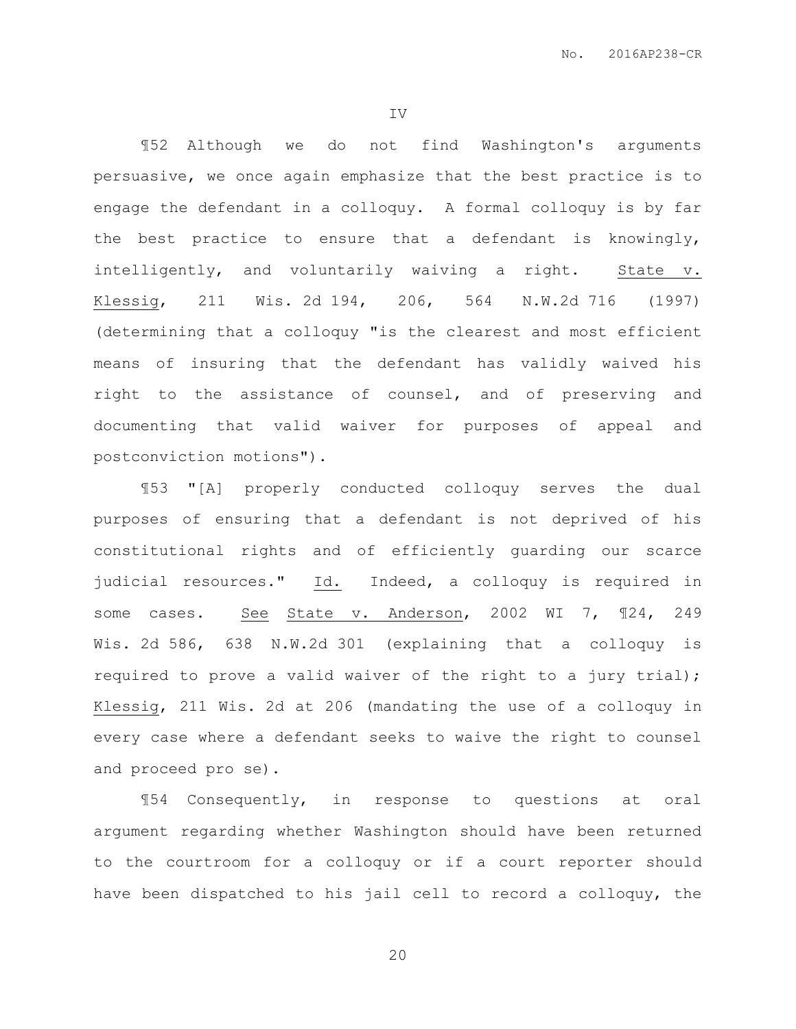IV

¶52 Although we do not find Washington's arguments persuasive, we once again emphasize that the best practice is to engage the defendant in a colloquy. A formal colloquy is by far the best practice to ensure that a defendant is knowingly, intelligently, and voluntarily waiving a right. State v. Klessig, 211 Wis. 2d 194, 206, 564 N.W.2d 716 (1997) (determining that a colloquy "is the clearest and most efficient means of insuring that the defendant has validly waived his right to the assistance of counsel, and of preserving and documenting that valid waiver for purposes of appeal and postconviction motions").

¶53 "[A] properly conducted colloquy serves the dual purposes of ensuring that a defendant is not deprived of his constitutional rights and of efficiently guarding our scarce judicial resources." Id. Indeed, a colloquy is required in some cases. See State v. Anderson, 2002 WI 7, ¶24, 249 Wis. 2d 586, 638 N.W.2d 301 (explaining that a colloquy is required to prove a valid waiver of the right to a jury trial); Klessig, 211 Wis. 2d at 206 (mandating the use of a colloquy in every case where a defendant seeks to waive the right to counsel and proceed pro se).

¶54 Consequently, in response to questions at oral argument regarding whether Washington should have been returned to the courtroom for a colloquy or if a court reporter should have been dispatched to his jail cell to record a colloquy, the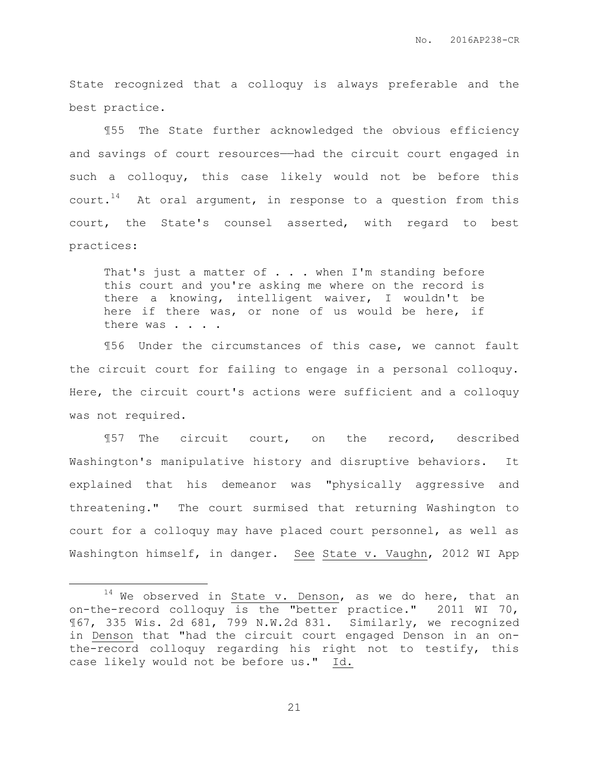State recognized that a colloquy is always preferable and the best practice.

¶55 The State further acknowledged the obvious efficiency and savings of court resources——had the circuit court engaged in such a colloquy, this case likely would not be before this court.[14] At oral argument, in response to a question from this court, the State's counsel asserted, with regard to best practices:

> That's just a matter of . . . when I'm standing before this court and you're asking me where on the record is there a knowing, intelligent waiver, I wouldn't be here if there was, or none of us would be here, if there was . . . .

¶56 Under the circumstances of this case, we cannot fault the circuit court for failing to engage in a personal colloquy. Here, the circuit court's actions were sufficient and a colloquy was not required.

¶57 The circuit court, on the record, described Washington's manipulative history and disruptive behaviors. It explained that his demeanor was "physically aggressive and threatening." The court surmised that returning Washington to court for a colloquy may have placed court personnel, as well as Washington himself, in danger. See State v. Vaughn, 2012 WI App

---

[14] We observed in State v. Denson, as we do here, that an on-the-record colloquy is the "better practice." 2011 WI 70, ¶67, 335 Wis. 2d 681, 799 N.W.2d 831. Similarly, we recognized in Denson that "had the circuit court engaged Denson in an on-the-record colloquy regarding his right not to testify, this case likely would not be before us." Id.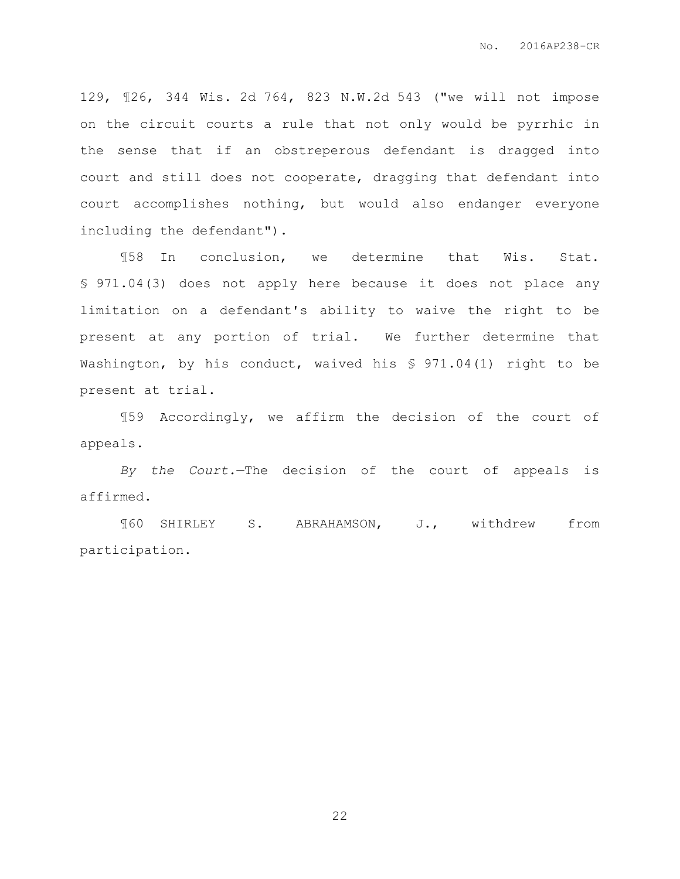129, ¶26, 344 Wis. 2d 764, 823 N.W.2d 543 ("we will not impose on the circuit courts a rule that not only would be pyrrhic in the sense that if an obstreperous defendant is dragged into court and still does not cooperate, dragging that defendant into court accomplishes nothing, but would also endanger everyone including the defendant").

¶58 In conclusion, we determine that Wis. Stat. § 971.04(3) does not apply here because it does not place any limitation on a defendant's ability to waive the right to be present at any portion of trial. We further determine that Washington, by his conduct, waived his § 971.04(1) right to be present at trial.

¶59 Accordingly, we affirm the decision of the court of appeals.

*By the Court.*—The decision of the court of appeals is affirmed.

¶60 SHIRLEY S. ABRAHAMSON, J., withdrew from participation.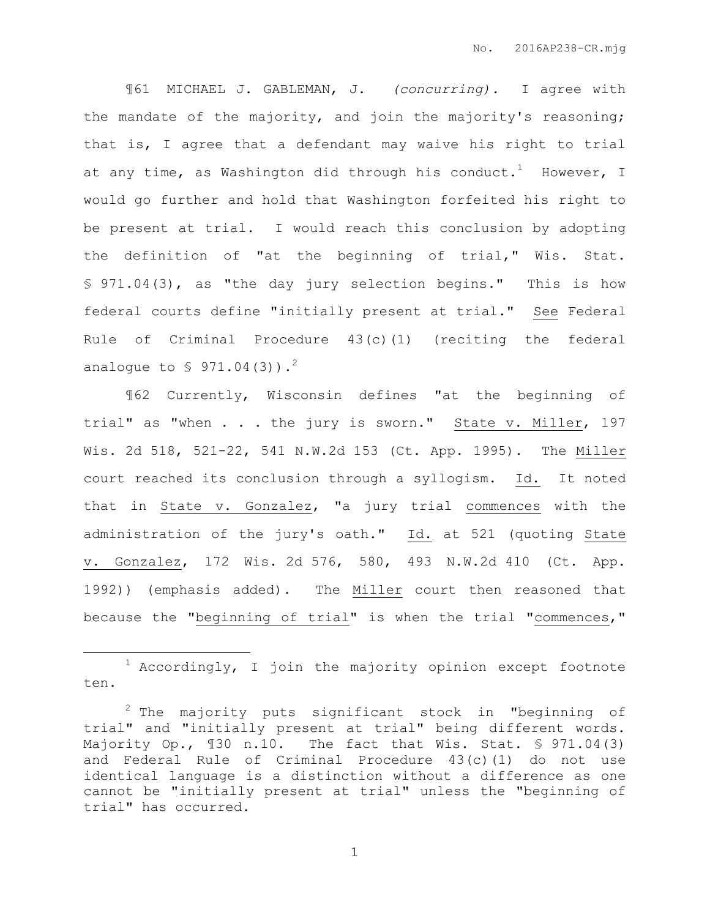¶61 MICHAEL J. GABLEMAN, J. *(concurring).* I agree with the mandate of the majority, and join the majority's reasoning; that is, I agree that a defendant may waive his right to trial at any time, as Washington did through his conduct.[1] However, I would go further and hold that Washington forfeited his right to be present at trial. I would reach this conclusion by adopting the definition of "at the beginning of trial," Wis. Stat. § 971.04(3), as "the day jury selection begins." This is how federal courts define "initially present at trial." See Federal Rule of Criminal Procedure 43(c)(1) (reciting the federal analogue to § 971.04(3)).[2]

¶62 Currently, Wisconsin defines "at the beginning of trial" as "when . . . the jury is sworn." State v. Miller, 197 Wis. 2d 518, 521-22, 541 N.W.2d 153 (Ct. App. 1995). The Miller court reached its conclusion through a syllogism. Id. It noted that in State v. Gonzalez, "a jury trial commences with the administration of the jury's oath." Id. at 521 (quoting State v. Gonzalez, 172 Wis. 2d 576, 580, 493 N.W.2d 410 (Ct. App. 1992)) (emphasis added). The Miller court then reasoned that because the "beginning of trial" is when the trial "commences,"

---

[1] Accordingly, I join the majority opinion except footnote ten.

[2] The majority puts significant stock in "beginning of trial" and "initially present at trial" being different words. Majority Op., ¶30 n.10. The fact that Wis. Stat. § 971.04(3) and Federal Rule of Criminal Procedure 43(c)(1) do not use identical language is a distinction without a difference as one cannot be "initially present at trial" unless the "beginning of trial" has occurred.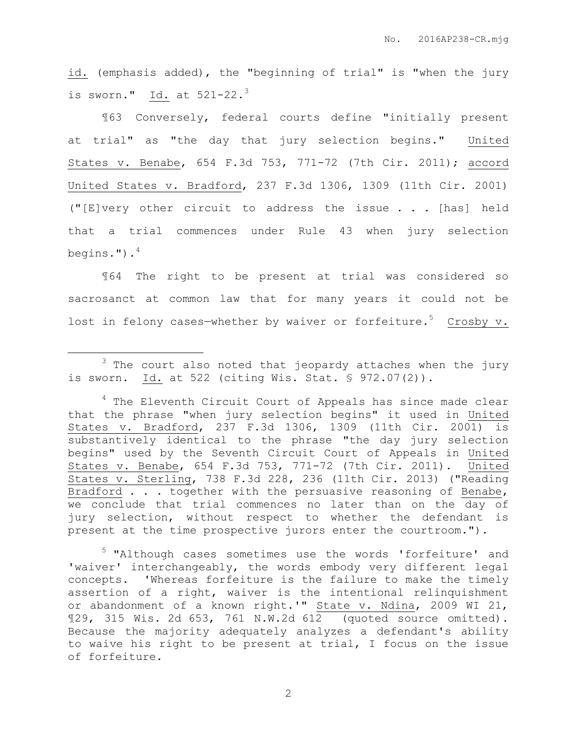id. (emphasis added), the "beginning of trial" is "when the jury is sworn." Id. at 521-22.[3]

¶63 Conversely, federal courts define "initially present at trial" as "the day that jury selection begins." United States v. Benabe, 654 F.3d 753, 771-72 (7th Cir. 2011); accord United States v. Bradford, 237 F.3d 1306, 1309 (11th Cir. 2001) ("[E]very other circuit to address the issue . . . [has] held that a trial commences under Rule 43 when jury selection begins.").[4]

¶64 The right to be present at trial was considered so sacrosanct at common law that for many years it could not be lost in felony cases—whether by waiver or forfeiture.[5] Crosby v.

---

[3] The court also noted that jeopardy attaches when the jury is sworn. Id. at 522 (citing Wis. Stat. § 972.07(2)).

[4] The Eleventh Circuit Court of Appeals has since made clear that the phrase "when jury selection begins" it used in United States v. Bradford, 237 F.3d 1306, 1309 (11th Cir. 2001) is substantively identical to the phrase "the day jury selection begins" used by the Seventh Circuit Court of Appeals in United States v. Benabe, 654 F.3d 753, 771-72 (7th Cir. 2011). United States v. Sterling, 738 F.3d 228, 236 (11th Cir. 2013) ("Reading Bradford . . . together with the persuasive reasoning of Benabe, we conclude that trial commences no later than on the day of jury selection, without respect to whether the defendant is present at the time prospective jurors enter the courtroom.").

[5] "Although cases sometimes use the words 'forfeiture' and 'waiver' interchangeably, the words embody very different legal concepts. 'Whereas forfeiture is the failure to make the timely assertion of a right, waiver is the intentional relinquishment or abandonment of a known right.'" State v. Ndina, 2009 WI 21, ¶29, 315 Wis. 2d 653, 761 N.W.2d 612 (quoted source omitted). Because the majority adequately analyzes a defendant's ability to waive his right to be present at trial, I focus on the issue of forfeiture.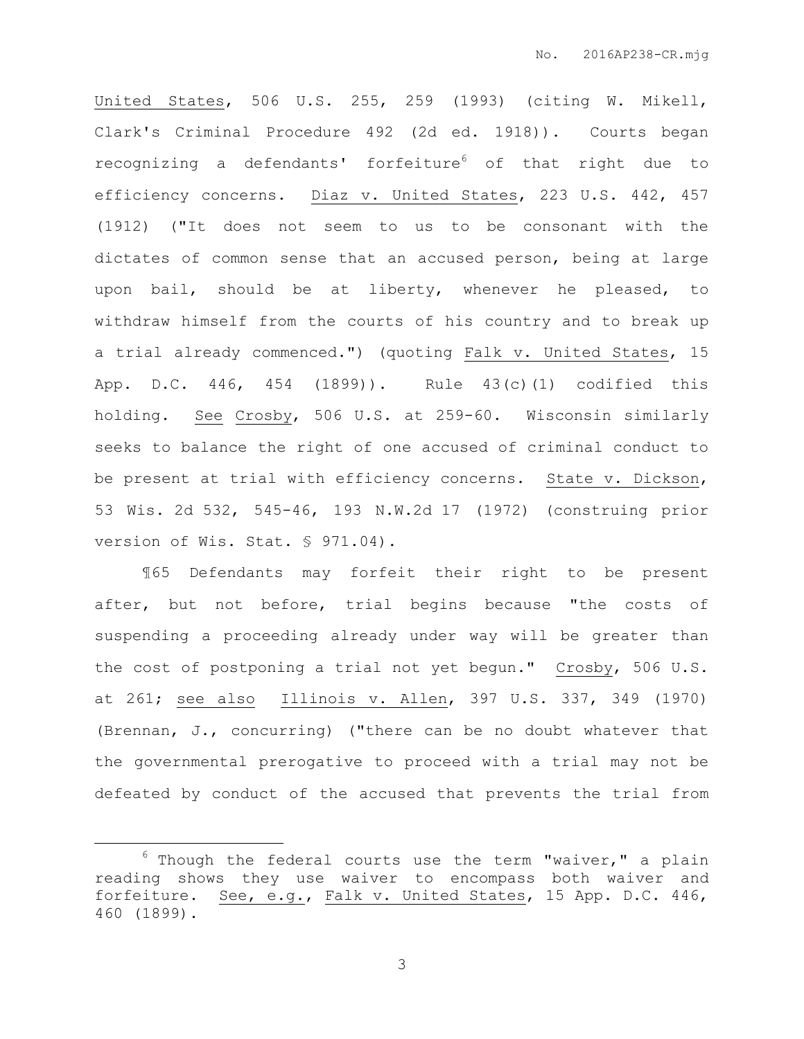United States, 506 U.S. 255, 259 (1993) (citing W. Mikell, Clark's Criminal Procedure 492 (2d ed. 1918)). Courts began recognizing a defendants' forfeiture[6] of that right due to efficiency concerns. Diaz v. United States, 223 U.S. 442, 457 (1912) ("It does not seem to us to be consonant with the dictates of common sense that an accused person, being at large upon bail, should be at liberty, whenever he pleased, to withdraw himself from the courts of his country and to break up a trial already commenced.") (quoting Falk v. United States, 15 App. D.C. 446, 454 (1899)). Rule 43(c)(1) codified this holding. See Crosby, 506 U.S. at 259-60. Wisconsin similarly seeks to balance the right of one accused of criminal conduct to be present at trial with efficiency concerns. State v. Dickson, 53 Wis. 2d 532, 545-46, 193 N.W.2d 17 (1972) (construing prior version of Wis. Stat. § 971.04).

¶65 Defendants may forfeit their right to be present after, but not before, trial begins because "the costs of suspending a proceeding already under way will be greater than the cost of postponing a trial not yet begun." Crosby, 506 U.S. at 261; see also Illinois v. Allen, 397 U.S. 337, 349 (1970) (Brennan, J., concurring) ("there can be no doubt whatever that the governmental prerogative to proceed with a trial may not be defeated by conduct of the accused that prevents the trial from

---

[6] Though the federal courts use the term "waiver," a plain reading shows they use waiver to encompass both waiver and forfeiture. See, e.g., Falk v. United States, 15 App. D.C. 446, 460 (1899).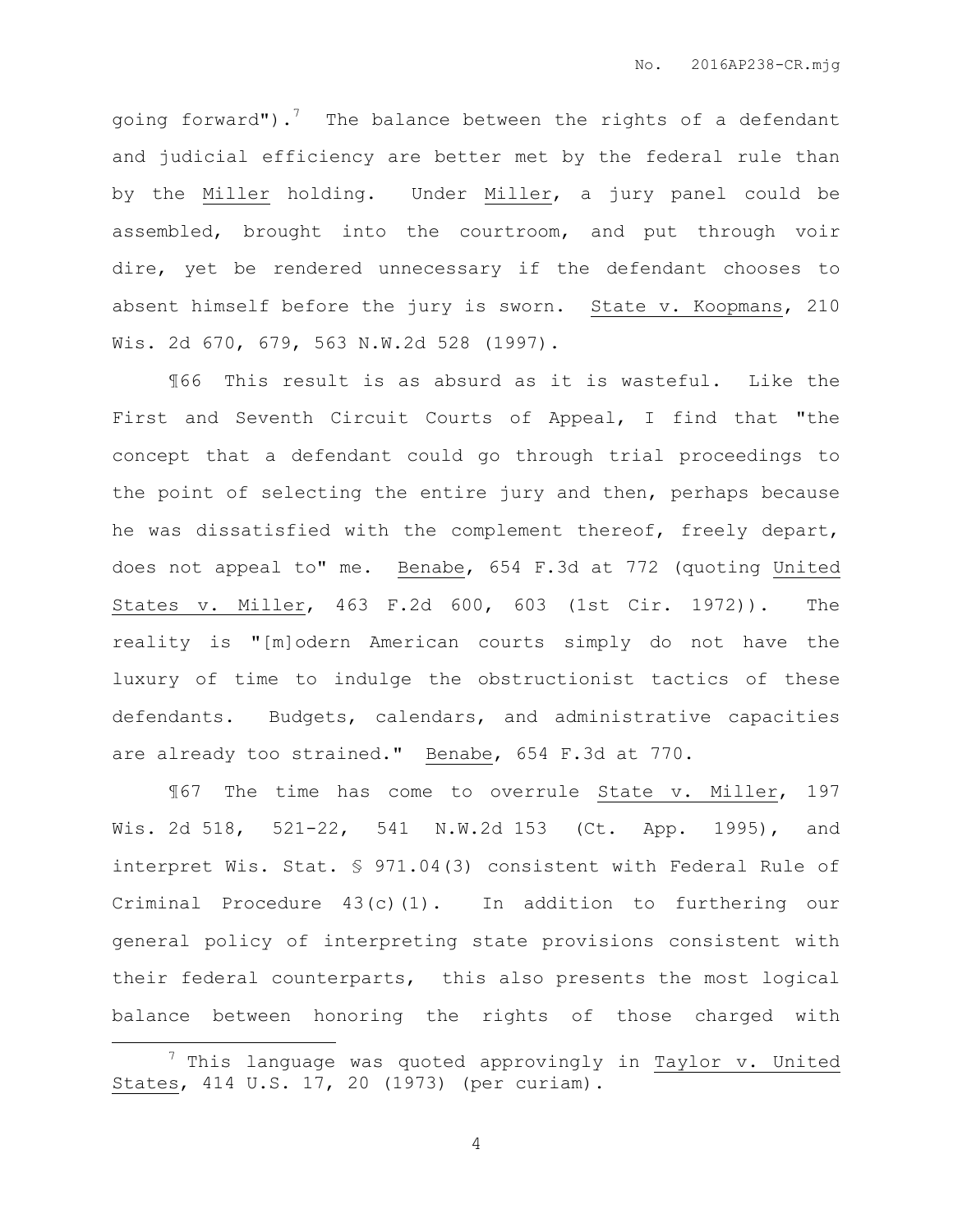going forward").[7] The balance between the rights of a defendant and judicial efficiency are better met by the federal rule than by the Miller holding. Under Miller, a jury panel could be assembled, brought into the courtroom, and put through voir dire, yet be rendered unnecessary if the defendant chooses to absent himself before the jury is sworn. State v. Koopmans, 210 Wis. 2d 670, 679, 563 N.W.2d 528 (1997).

¶66 This result is as absurd as it is wasteful. Like the First and Seventh Circuit Courts of Appeal, I find that "the concept that a defendant could go through trial proceedings to the point of selecting the entire jury and then, perhaps because he was dissatisfied with the complement thereof, freely depart, does not appeal to" me. Benabe, 654 F.3d at 772 (quoting United States v. Miller, 463 F.2d 600, 603 (1st Cir. 1972)). The reality is "[m]odern American courts simply do not have the luxury of time to indulge the obstructionist tactics of these defendants. Budgets, calendars, and administrative capacities are already too strained." Benabe, 654 F.3d at 770.

¶67 The time has come to overrule State v. Miller, 197 Wis. 2d 518, 521-22, 541 N.W.2d 153 (Ct. App. 1995), and interpret Wis. Stat. § 971.04(3) consistent with Federal Rule of Criminal Procedure 43(c)(1). In addition to furthering our general policy of interpreting state provisions consistent with their federal counterparts, this also presents the most logical balance between honoring the rights of those charged with

---

[7] This language was quoted approvingly in Taylor v. United States, 414 U.S. 17, 20 (1973) (per curiam).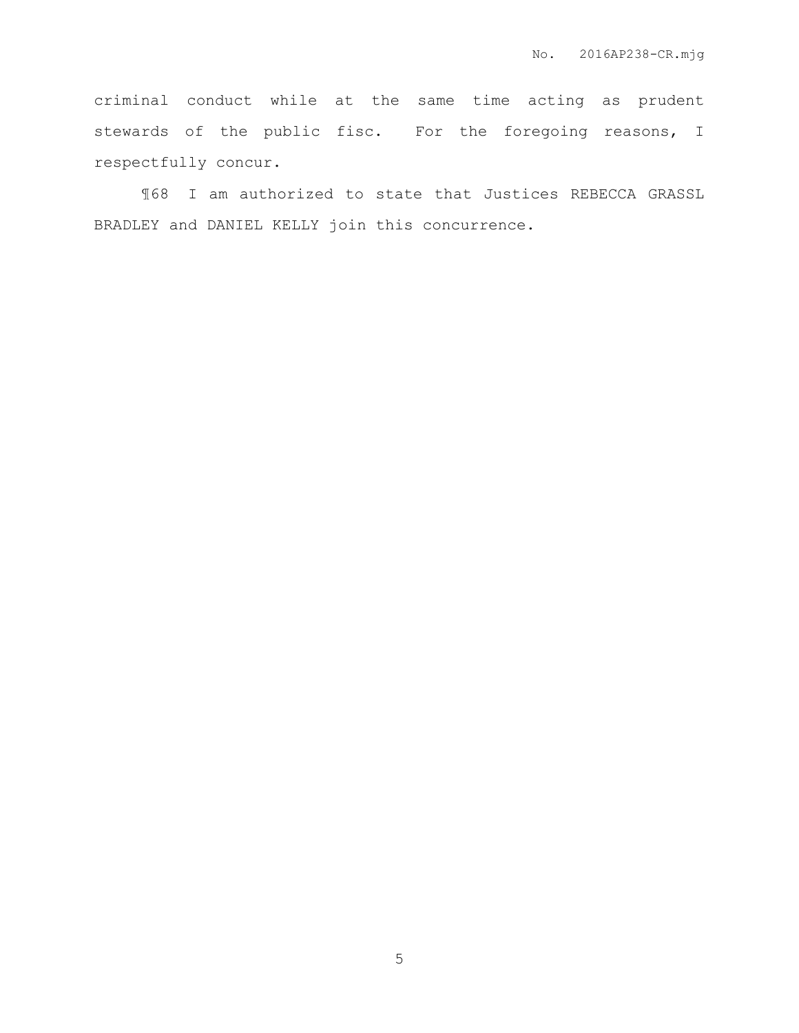criminal conduct while at the same time acting as prudent stewards of the public fisc. For the foregoing reasons, I respectfully concur.

¶68 I am authorized to state that Justices REBECCA GRASSL BRADLEY and DANIEL KELLY join this concurrence.